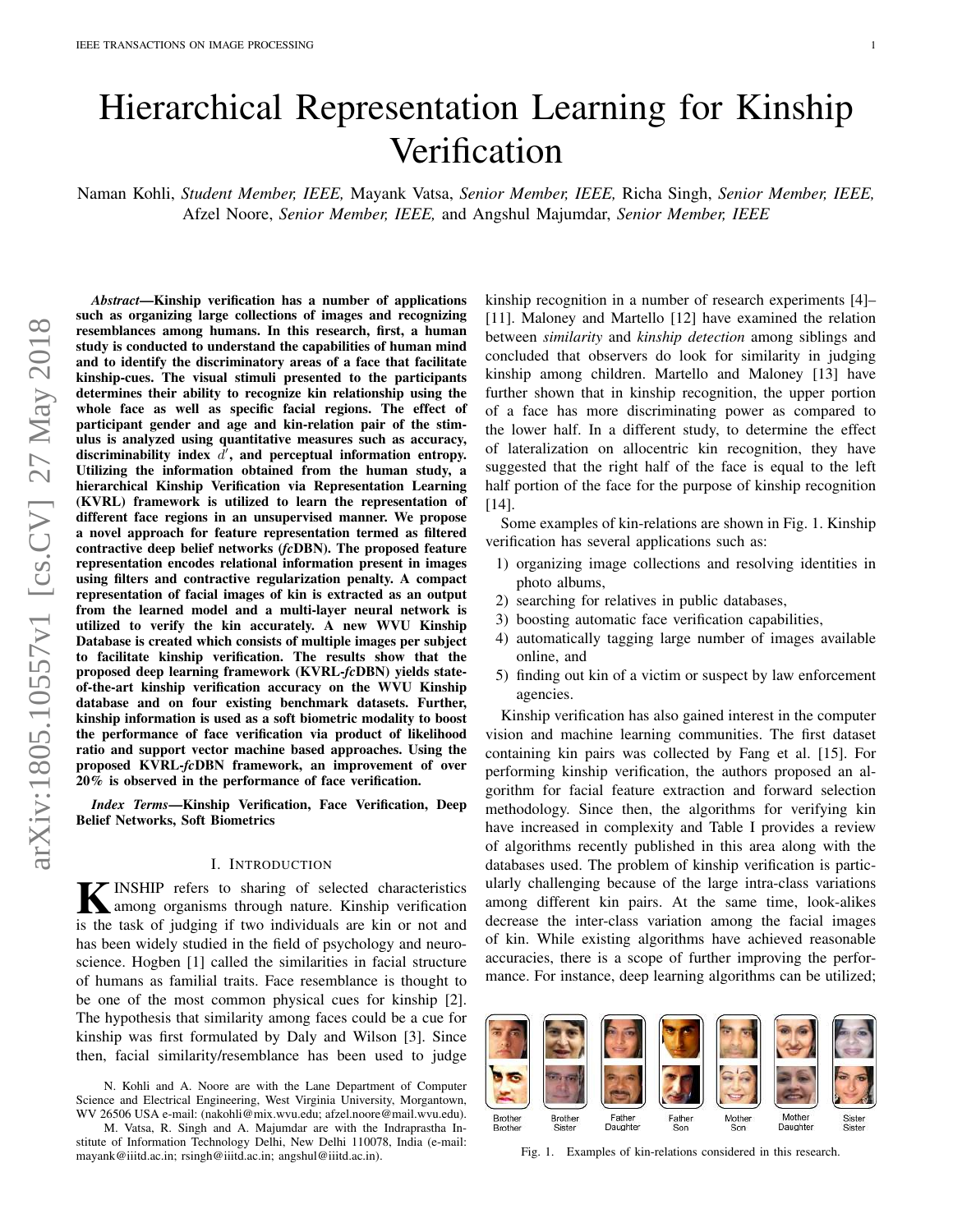# Hierarchical Representation Learning for Kinship Verification

Naman Kohli, *Student Member, IEEE,* Mayank Vatsa, *Senior Member, IEEE,* Richa Singh, *Senior Member, IEEE,* Afzel Noore, *Senior Member, IEEE,* and Angshul Majumdar, *Senior Member, IEEE*

***Abstract*—Kinship verification has a number of applications such as organizing large collections of images and recognizing resemblances among humans. In this research, first, a human study is conducted to understand the capabilities of human mind and to identify the discriminatory areas of a face that facilitate kinship-cues. The visual stimuli presented to the participants determines their ability to recognize kin relationship using the whole face as well as specific facial regions. The effect of participant gender and age and kin-relation pair of the stimulus is analyzed using quantitative measures such as accuracy, discriminability index $d'$, and perceptual information entropy. Utilizing the information obtained from the human study, a hierarchical Kinship Verification via Representation Learning (KVRL) framework is utilized to learn the representation of different face regions in an unsupervised manner. We propose a novel approach for feature representation termed as filtered contractive deep belief networks (*fc*DBN). The proposed feature representation encodes relational information present in images using filters and contractive regularization penalty. A compact representation of facial images of kin is extracted as an output from the learned model and a multi-layer neural network is utilized to verify the kin accurately. A new WVU Kinship Database is created which consists of multiple images per subject to facilitate kinship verification. The results show that the proposed deep learning framework (KVRL-*fc*DBN) yields state-of-the-art kinship verification accuracy on the WVU Kinship database and on four existing benchmark datasets. Further, kinship information is used as a soft biometric modality to boost the performance of face verification via product of likelihood ratio and support vector machine based approaches. Using the proposed KVRL-*fc*DBN framework, an improvement of over 20% is observed in the performance of face verification.**

***Index Terms*—Kinship Verification, Face Verification, Deep Belief Networks, Soft Biometrics**

## I. Introduction

**K**INSHIP refers to sharing of selected characteristics among organisms through nature. Kinship verification is the task of judging if two individuals are kin or not and has been widely studied in the field of psychology and neuroscience. Hogben [1] called the similarities in facial structure of humans as familial traits. Face resemblance is thought to be one of the most common physical cues for kinship [2]. The hypothesis that similarity among faces could be a cue for kinship was first formulated by Daly and Wilson [3]. Since then, facial similarity/resemblance has been used to judge kinship recognition in a number of research experiments [4]–[11]. Maloney and Martello [12] have examined the relation between *similarity* and *kinship detection* among siblings and concluded that observers do look for similarity in judging kinship among children. Martello and Maloney [13] have further shown that in kinship recognition, the upper portion of a face has more discriminating power as compared to the lower half. In a different study, to determine the effect of lateralization on allocentric kin recognition, they have suggested that the right half of the face is equal to the left half portion of the face for the purpose of kinship recognition [14].

Some examples of kin-relations are shown in Fig. 1. Kinship verification has several applications such as:

1) organizing image collections and resolving identities in photo albums,
2) searching for relatives in public databases,
3) boosting automatic face verification capabilities,
4) automatically tagging large number of images available online, and
5) finding out kin of a victim or suspect by law enforcement agencies.

Kinship verification has also gained interest in the computer vision and machine learning communities. The first dataset containing kin pairs was collected by Fang et al. [15]. For performing kinship verification, the authors proposed an algorithm for facial feature extraction and forward selection methodology. Since then, the algorithms for verifying kin have increased in complexity and Table I provides a review of algorithms recently published in this area along with the databases used. The problem of kinship verification is particularly challenging because of the large intra-class variations among different kin pairs. At the same time, look-alikes decrease the inter-class variation among the facial images of kin. While existing algorithms have achieved reasonable accuracies, there is a scope of further improving the performance. For instance, deep learning algorithms can be utilized;

Brother Brother | Brother Sister | Father Daughter | Father Son | Mother Son | Mother Daughter | Sister Sister

Fig. 1. Examples of kin-relations considered in this research.

N. Kohli and A. Noore are with the Lane Department of Computer Science and Electrical Engineering, West Virginia University, Morgantown, WV 26506 USA e-mail: (nakohli@mix.wvu.edu; afzel.noore@mail.wvu.edu).

M. Vatsa, R. Singh and A. Majumdar are with the Indraprastha Institute of Information Technology Delhi, New Delhi 110078, India (e-mail: mayank@iiitd.ac.in; rsingh@iiitd.ac.in; angshul@iiitd.ac.in).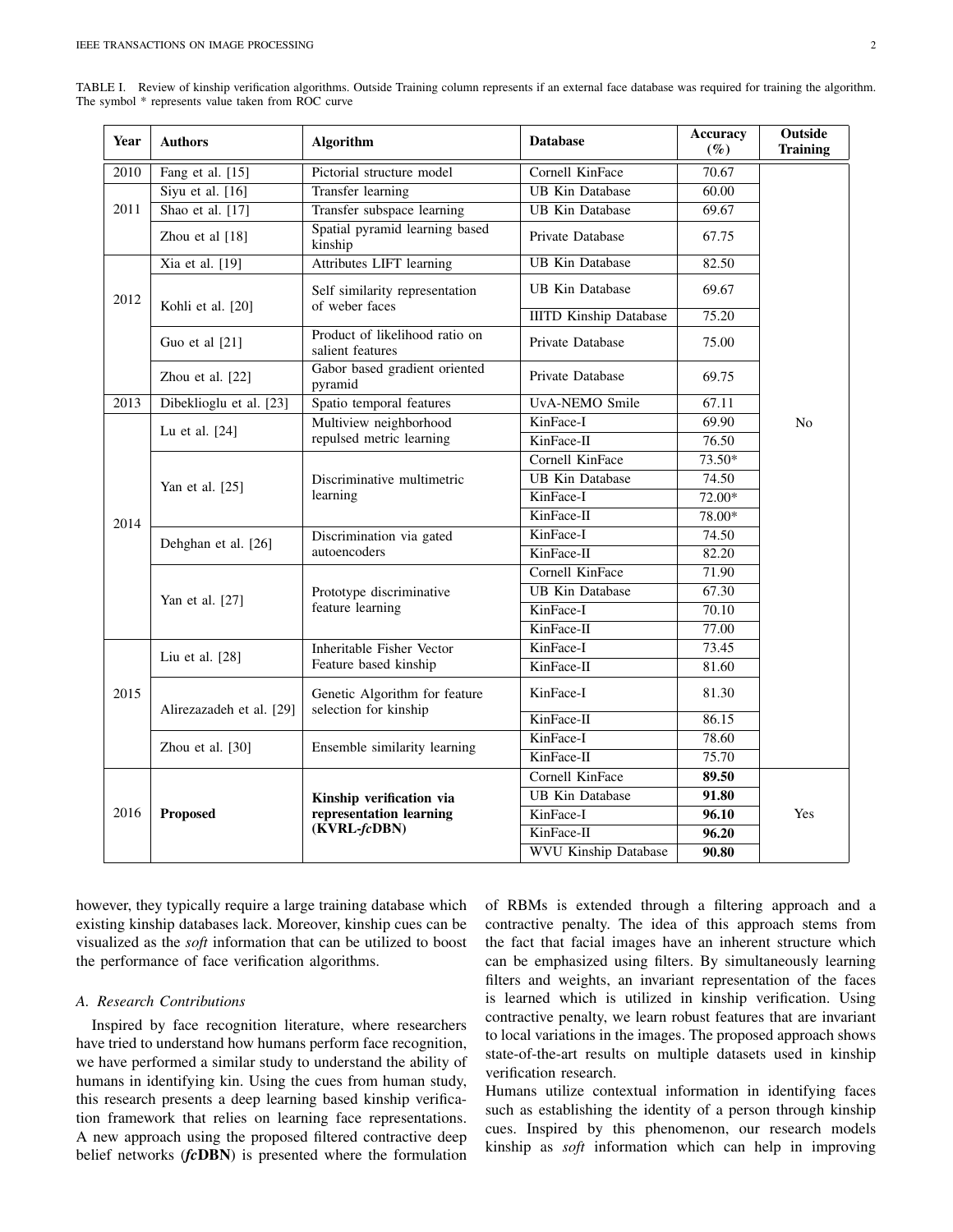TABLE I. Review of kinship verification algorithms. Outside Training column represents if an external face database was required for training the algorithm. The symbol * represents value taken from ROC curve

| Year | Authors | Algorithm | Database | Accuracy (%) | Outside Training |
|---|---|---|---|---|---|
| 2010 | Fang et al. [15] | Pictorial structure model | Cornell KinFace | 70.67 | No |
| 2011 | Siyu et al. [16] | Transfer learning | UB Kin Database | 60.00 | |
| | Shao et al. [17] | Transfer subspace learning | UB Kin Database | 69.67 | |
| | Zhou et al [18] | Spatial pyramid learning based kinship | Private Database | 67.75 | |
| 2012 | Xia et al. [19] | Attributes LIFT learning | UB Kin Database | 82.50 | |
| | Kohli et al. [20] | Self similarity representation of weber faces | UB Kin Database | 69.67 | |
| | | | IIITD Kinship Database | 75.20 | |
| | Guo et al [21] | Product of likelihood ratio on salient features | Private Database | 75.00 | |
| | Zhou et al. [22] | Gabor based gradient oriented pyramid | Private Database | 69.75 | |
| 2013 | Dibeklioglu et al. [23] | Spatio temporal features | UvA-NEMO Smile | 67.11 | |
| 2014 | Lu et al. [24] | Multiview neighborhood repulsed metric learning | KinFace-I | 69.90 | |
| | | | KinFace-II | 76.50 | |
| | Yan et al. [25] | Discriminative multimetric learning | Cornell KinFace | 73.50* | |
| | | | UB Kin Database | 74.50 | |
| | | | KinFace-I | 72.00* | |
| | | | KinFace-II | 78.00* | |
| | Dehghan et al. [26] | Discrimination via gated autoencoders | KinFace-I | 74.50 | |
| | | | KinFace-II | 82.20 | |
| | Yan et al. [27] | Prototype discriminative feature learning | Cornell KinFace | 71.90 | |
| | | | UB Kin Database | 67.30 | |
| | | | KinFace-I | 70.10 | |
| | | | KinFace-II | 77.00 | |
| 2015 | Liu et al. [28] | Inheritable Fisher Vector Feature based kinship | KinFace-I | 73.45 | |
| | | | KinFace-II | 81.60 | |
| | Alirezazadeh et al. [29] | Genetic Algorithm for feature selection for kinship | KinFace-I | 81.30 | |
| | | | KinFace-II | 86.15 | |
| | Zhou et al. [30] | Ensemble similarity learning | KinFace-I | 78.60 | |
| | | | KinFace-II | 75.70 | |
| 2016 | **Proposed** | **Kinship verification via representation learning (KVRL-*fc*DBN)** | Cornell KinFace | **89.50** | Yes |
| | | | UB Kin Database | **91.80** | |
| | | | KinFace-I | **96.10** | |
| | | | KinFace-II | **96.20** | |
| | | | WVU Kinship Database | **90.80** | |

however, they typically require a large training database which existing kinship databases lack. Moreover, kinship cues can be visualized as the *soft* information that can be utilized to boost the performance of face verification algorithms.

### A. Research Contributions

Inspired by face recognition literature, where researchers have tried to understand how humans perform face recognition, we have performed a similar study to understand the ability of humans in identifying kin. Using the cues from human study, this research presents a deep learning based kinship verification framework that relies on learning face representations. A new approach using the proposed filtered contractive deep belief networks (***fc*DBN**) is presented where the formulation of RBMs is extended through a filtering approach and a contractive penalty. The idea of this approach stems from the fact that facial images have an inherent structure which can be emphasized using filters. By simultaneously learning filters and weights, an invariant representation of the faces is learned which is utilized in kinship verification. Using contractive penalty, we learn robust features that are invariant to local variations in the images. The proposed approach shows state-of-the-art results on multiple datasets used in kinship verification research.

Humans utilize contextual information in identifying faces such as establishing the identity of a person through kinship cues. Inspired by this phenomenon, our research models kinship as *soft* information which can help in improving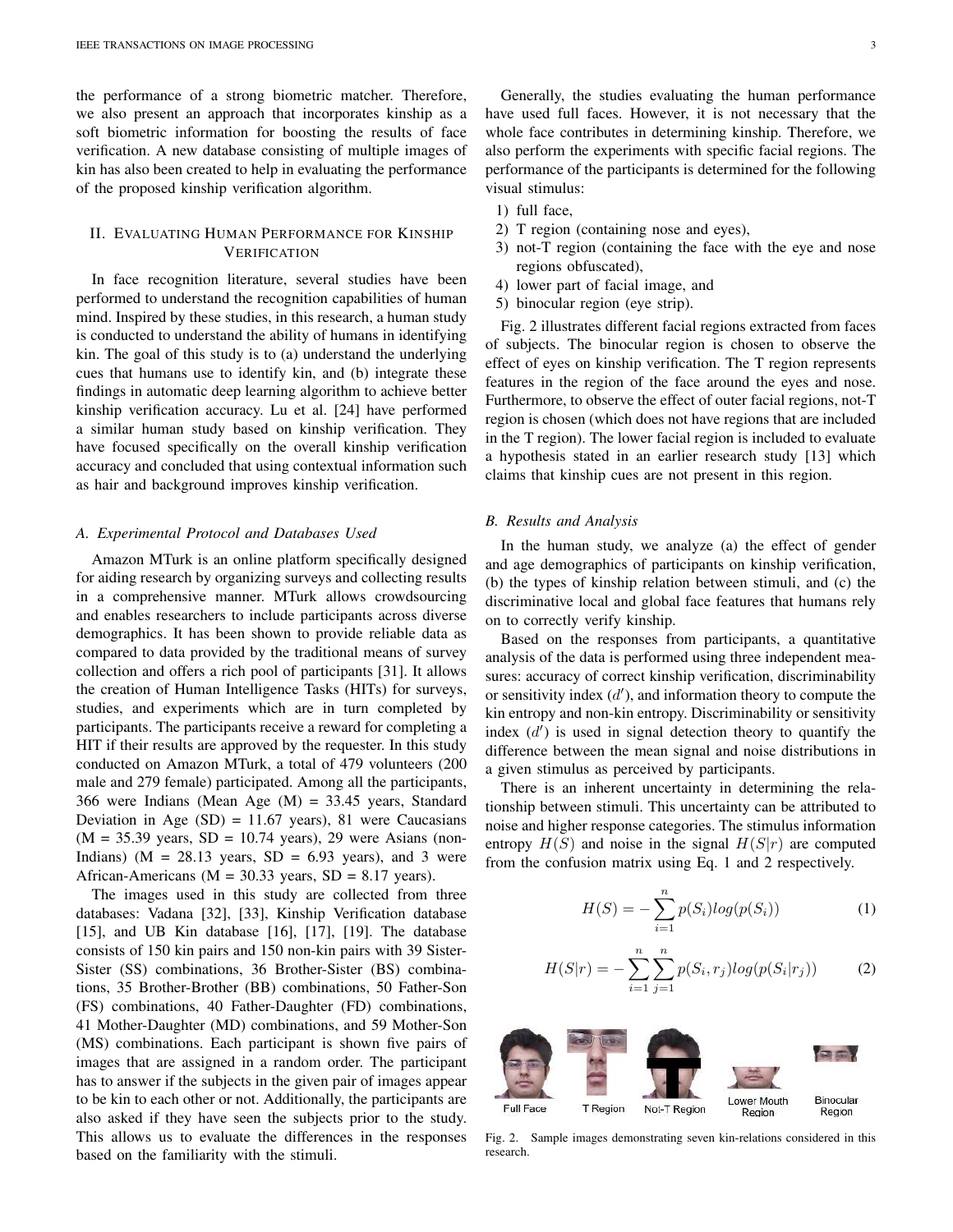the performance of a strong biometric matcher. Therefore, we also present an approach that incorporates kinship as a soft biometric information for boosting the results of face verification. A new database consisting of multiple images of kin has also been created to help in evaluating the performance of the proposed kinship verification algorithm.

## II. Evaluating Human Performance for Kinship Verification

In face recognition literature, several studies have been performed to understand the recognition capabilities of human mind. Inspired by these studies, in this research, a human study is conducted to understand the ability of humans in identifying kin. The goal of this study is to (a) understand the underlying cues that humans use to identify kin, and (b) integrate these findings in automatic deep learning algorithm to achieve better kinship verification accuracy. Lu et al. [24] have performed a similar human study based on kinship verification. They have focused specifically on the overall kinship verification accuracy and concluded that using contextual information such as hair and background improves kinship verification.

### A. Experimental Protocol and Databases Used

Amazon MTurk is an online platform specifically designed for aiding research by organizing surveys and collecting results in a comprehensive manner. MTurk allows crowdsourcing and enables researchers to include participants across diverse demographics. It has been shown to provide reliable data as compared to data provided by the traditional means of survey collection and offers a rich pool of participants [31]. It allows the creation of Human Intelligence Tasks (HITs) for surveys, studies, and experiments which are in turn completed by participants. The participants receive a reward for completing a HIT if their results are approved by the requester. In this study conducted on Amazon MTurk, a total of 479 volunteers (200 male and 279 female) participated. Among all the participants, 366 were Indians (Mean Age (M) = 33.45 years, Standard Deviation in Age (SD) = 11.67 years), 81 were Caucasians (M = 35.39 years, SD = 10.74 years), 29 were Asians (non-Indians) (M = 28.13 years, SD = 6.93 years), and 3 were African-Americans (M = 30.33 years, SD = 8.17 years).

The images used in this study are collected from three databases: Vadana [32], [33], Kinship Verification database [15], and UB Kin database [16], [17], [19]. The database consists of 150 kin pairs and 150 non-kin pairs with 39 Sister-Sister (SS) combinations, 36 Brother-Sister (BS) combinations, 35 Brother-Brother (BB) combinations, 50 Father-Son (FS) combinations, 40 Father-Daughter (FD) combinations, 41 Mother-Daughter (MD) combinations, and 59 Mother-Son (MS) combinations. Each participant is shown five pairs of images that are assigned in a random order. The participant has to answer if the subjects in the given pair of images appear to be kin to each other or not. Additionally, the participants are also asked if they have seen the subjects prior to the study. This allows us to evaluate the differences in the responses based on the familiarity with the stimuli.

Generally, the studies evaluating the human performance have used full faces. However, it is not necessary that the whole face contributes in determining kinship. Therefore, we also perform the experiments with specific facial regions. The performance of the participants is determined for the following visual stimulus:

1) full face,
2) T region (containing nose and eyes),
3) not-T region (containing the face with the eye and nose regions obfuscated),
4) lower part of facial image, and
5) binocular region (eye strip).

Fig. 2 illustrates different facial regions extracted from faces of subjects. The binocular region is chosen to observe the effect of eyes on kinship verification. The T region represents features in the region of the face around the eyes and nose. Furthermore, to observe the effect of outer facial regions, not-T region is chosen (which does not have regions that are included in the T region). The lower facial region is included to evaluate a hypothesis stated in an earlier research study [13] which claims that kinship cues are not present in this region.

### B. Results and Analysis

In the human study, we analyze (a) the effect of gender and age demographics of participants on kinship verification, (b) the types of kinship relation between stimuli, and (c) the discriminative local and global face features that humans rely on to correctly verify kinship.

Based on the responses from participants, a quantitative analysis of the data is performed using three independent measures: accuracy of correct kinship verification, discriminability or sensitivity index ($d'$), and information theory to compute the kin entropy and non-kin entropy. Discriminability or sensitivity index ($d'$) is used in signal detection theory to quantify the difference between the mean signal and noise distributions in a given stimulus as perceived by participants.

There is an inherent uncertainty in determining the relationship between stimuli. This uncertainty can be attributed to noise and higher response categories. The stimulus information entropy $H(S)$ and noise in the signal $H(S|r)$ are computed from the confusion matrix using Eq. 1 and 2 respectively.

$$H(S) = -\sum_{i=1}^{n} p(S_i) log(p(S_i)) \tag{1}$$

$$H(S|r) = -\sum_{i=1}^{n}\sum_{j=1}^{n} p(S_i, r_j) log(p(S_i|r_j)) \tag{2}$$

Full Face | T Region | Not-T Region | Lower Mouth Region | Binocular Region

Fig. 2. Sample images demonstrating seven kin-relations considered in this research.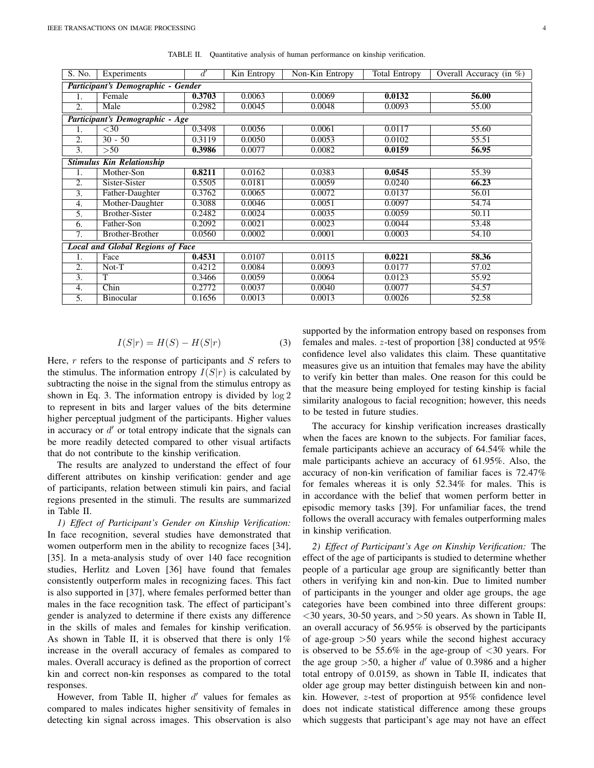TABLE II. Quantitative analysis of human performance on kinship verification.

| S. No. | Experiments | $d'$ | Kin Entropy | Non-Kin Entropy | Total Entropy | Overall Accuracy (in %) |
|---|---|---|---|---|---|---|
| ***Participant's Demographic - Gender*** | | | | | | |
| 1. | Female | **0.3703** | 0.0063 | 0.0069 | **0.0132** | **56.00** |
| 2. | Male | 0.2982 | 0.0045 | 0.0048 | 0.0093 | 55.00 |
| ***Participant's Demographic - Age*** | | | | | | |
| 1. | <30 | 0.3498 | 0.0056 | 0.0061 | 0.0117 | 55.60 |
| 2. | 30 - 50 | 0.3119 | 0.0050 | 0.0053 | 0.0102 | 55.51 |
| 3. | >50 | **0.3986** | 0.0077 | 0.0082 | **0.0159** | **56.95** |
| ***Stimulus Kin Relationship*** | | | | | | |
| 1. | Mother-Son | **0.8211** | 0.0162 | 0.0383 | **0.0545** | 55.39 |
| 2. | Sister-Sister | 0.5505 | 0.0181 | 0.0059 | 0.0240 | **66.23** |
| 3. | Father-Daughter | 0.3762 | 0.0065 | 0.0072 | 0.0137 | 56.01 |
| 4. | Mother-Daughter | 0.3088 | 0.0046 | 0.0051 | 0.0097 | 54.74 |
| 5. | Brother-Sister | 0.2482 | 0.0024 | 0.0035 | 0.0059 | 50.11 |
| 6. | Father-Son | 0.2092 | 0.0021 | 0.0023 | 0.0044 | 53.48 |
| 7. | Brother-Brother | 0.0560 | 0.0002 | 0.0001 | 0.0003 | 54.10 |
| ***Local and Global Regions of Face*** | | | | | | |
| 1. | Face | **0.4531** | 0.0107 | 0.0115 | **0.0221** | **58.36** |
| 2. | Not-T | 0.4212 | 0.0084 | 0.0093 | 0.0177 | 57.02 |
| 3. | T | 0.3466 | 0.0059 | 0.0064 | 0.0123 | 55.92 |
| 4. | Chin | 0.2772 | 0.0037 | 0.0040 | 0.0077 | 54.57 |
| 5. | Binocular | 0.1656 | 0.0013 | 0.0013 | 0.0026 | 52.58 |

$$I(S|r) = H(S) - H(S|r) \tag{3}$$

Here, $r$ refers to the response of participants and $S$ refers to the stimulus. The information entropy $I(S|r)$ is calculated by subtracting the noise in the signal from the stimulus entropy as shown in Eq. 3. The information entropy is divided by $\log 2$ to represent in bits and larger values of the bits determine higher perceptual judgment of the participants. Higher values in accuracy or $d'$ or total entropy indicate that the signals can be more readily detected compared to other visual artifacts that do not contribute to the kinship verification.

The results are analyzed to understand the effect of four different attributes on kinship verification: gender and age of participants, relation between stimuli kin pairs, and facial regions presented in the stimuli. The results are summarized in Table II.

*1) Effect of Participant's Gender on Kinship Verification:* In face recognition, several studies have demonstrated that women outperform men in the ability to recognize faces [34], [35]. In a meta-analysis study of over 140 face recognition studies, Herlitz and Loven [36] have found that females consistently outperform males in recognizing faces. This fact is also supported in [37], where females performed better than males in the face recognition task. The effect of participant's gender is analyzed to determine if there exists any difference in the skills of males and females for kinship verification. As shown in Table II, it is observed that there is only 1% increase in the overall accuracy of females as compared to males. Overall accuracy is defined as the proportion of correct kin and correct non-kin responses as compared to the total responses.

However, from Table II, higher $d'$ values for females as compared to males indicates higher sensitivity of females in detecting kin signal across images. This observation is also supported by the information entropy based on responses from females and males. $z$-test of proportion [38] conducted at 95% confidence level also validates this claim. These quantitative measures give us an intuition that females may have the ability to verify kin better than males. One reason for this could be that the measure being employed for testing kinship is facial similarity analogous to facial recognition; however, this needs to be tested in future studies.

The accuracy for kinship verification increases drastically when the faces are known to the subjects. For familiar faces, female participants achieve an accuracy of 64.54% while the male participants achieve an accuracy of 61.95%. Also, the accuracy of non-kin verification of familiar faces is 72.47% for females whereas it is only 52.34% for males. This is in accordance with the belief that women perform better in episodic memory tasks [39]. For unfamiliar faces, the trend follows the overall accuracy with females outperforming males in kinship verification.

*2) Effect of Participant's Age on Kinship Verification:* The effect of the age of participants is studied to determine whether people of a particular age group are significantly better than others in verifying kin and non-kin. Due to limited number of participants in the younger and older age groups, the age categories have been combined into three different groups: <30 years, 30-50 years, and >50 years. As shown in Table II, an overall accuracy of 56.95% is observed by the participants of age-group >50 years while the second highest accuracy is observed to be 55.6% in the age-group of <30 years. For the age group >50, a higher $d'$ value of 0.3986 and a higher total entropy of 0.0159, as shown in Table II, indicates that older age group may better distinguish between kin and non-kin. However, $z$-test of proportion at 95% confidence level does not indicate statistical difference among these groups which suggests that participant's age may not have an effect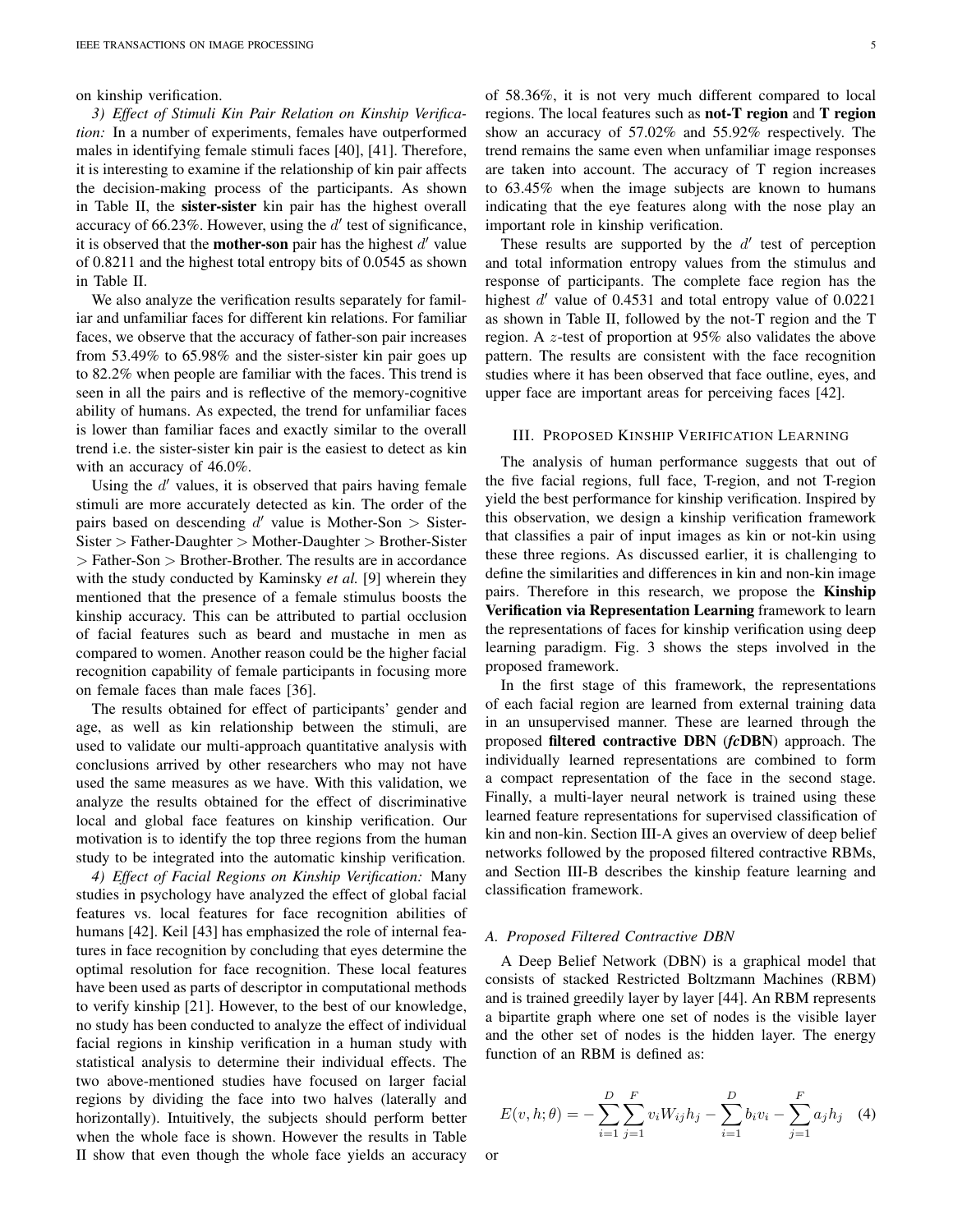on kinship verification.

*3) Effect of Stimuli Kin Pair Relation on Kinship Verification:* In a number of experiments, females have outperformed males in identifying female stimuli faces [40], [41]. Therefore, it is interesting to examine if the relationship of kin pair affects the decision-making process of the participants. As shown in Table II, the **sister-sister** kin pair has the highest overall accuracy of 66.23%. However, using the $d'$ test of significance, it is observed that the **mother-son** pair has the highest $d'$ value of 0.8211 and the highest total entropy bits of 0.0545 as shown in Table II.

We also analyze the verification results separately for familiar and unfamiliar faces for different kin relations. For familiar faces, we observe that the accuracy of father-son pair increases from 53.49% to 65.98% and the sister-sister kin pair goes up to 82.2% when people are familiar with the faces. This trend is seen in all the pairs and is reflective of the memory-cognitive ability of humans. As expected, the trend for unfamiliar faces is lower than familiar faces and exactly similar to the overall trend i.e. the sister-sister kin pair is the easiest to detect as kin with an accuracy of 46.0%.

Using the $d'$ values, it is observed that pairs having female stimuli are more accurately detected as kin. The order of the pairs based on descending $d'$ value is Mother-Son $>$ Sister-Sister $>$ Father-Daughter $>$ Mother-Daughter $>$ Brother-Sister $>$ Father-Son $>$ Brother-Brother. The results are in accordance with the study conducted by Kaminsky *et al.* [9] wherein they mentioned that the presence of a female stimulus boosts the kinship accuracy. This can be attributed to partial occlusion of facial features such as beard and mustache in men as compared to women. Another reason could be the higher facial recognition capability of female participants in focusing more on female faces than male faces [36].

The results obtained for effect of participants' gender and age, as well as kin relationship between the stimuli, are used to validate our multi-approach quantitative analysis with conclusions arrived by other researchers who may not have used the same measures as we have. With this validation, we analyze the results obtained for the effect of discriminative local and global face features on kinship verification. Our motivation is to identify the top three regions from the human study to be integrated into the automatic kinship verification.

*4) Effect of Facial Regions on Kinship Verification:* Many studies in psychology have analyzed the effect of global facial features vs. local features for face recognition abilities of humans [42]. Keil [43] has emphasized the role of internal features in face recognition by concluding that eyes determine the optimal resolution for face recognition. These local features have been used as parts of descriptor in computational methods to verify kinship [21]. However, to the best of our knowledge, no study has been conducted to analyze the effect of individual facial regions in kinship verification in a human study with statistical analysis to determine their individual effects. The two above-mentioned studies have focused on larger facial regions by dividing the face into two halves (laterally and horizontally). Intuitively, the subjects should perform better when the whole face is shown. However the results in Table II show that even though the whole face yields an accuracy of 58.36%, it is not very much different compared to local regions. The local features such as **not-T region** and **T region** show an accuracy of 57.02% and 55.92% respectively. The trend remains the same even when unfamiliar image responses are taken into account. The accuracy of T region increases to 63.45% when the image subjects are known to humans indicating that the eye features along with the nose play an important role in kinship verification.

These results are supported by the $d'$ test of perception and total information entropy values from the stimulus and response of participants. The complete face region has the highest $d'$ value of 0.4531 and total entropy value of 0.0221 as shown in Table II, followed by the not-T region and the T region. A $z$-test of proportion at 95% also validates the above pattern. The results are consistent with the face recognition studies where it has been observed that face outline, eyes, and upper face are important areas for perceiving faces [42].

## III. Proposed Kinship Verification Learning

The analysis of human performance suggests that out of the five facial regions, full face, T-region, and not T-region yield the best performance for kinship verification. Inspired by this observation, we design a kinship verification framework that classifies a pair of input images as kin or not-kin using these three regions. As discussed earlier, it is challenging to define the similarities and differences in kin and non-kin image pairs. Therefore in this research, we propose the **Kinship Verification via Representation Learning** framework to learn the representations of faces for kinship verification using deep learning paradigm. Fig. 3 shows the steps involved in the proposed framework.

In the first stage of this framework, the representations of each facial region are learned from external training data in an unsupervised manner. These are learned through the proposed **filtered contractive DBN (*fc*DBN)** approach. The individually learned representations are combined to form a compact representation of the face in the second stage. Finally, a multi-layer neural network is trained using these learned feature representations for supervised classification of kin and non-kin. Section III-A gives an overview of deep belief networks followed by the proposed filtered contractive RBMs, and Section III-B describes the kinship feature learning and classification framework.

### A. Proposed Filtered Contractive DBN

A Deep Belief Network (DBN) is a graphical model that consists of stacked Restricted Boltzmann Machines (RBM) and is trained greedily layer by layer [44]. An RBM represents a bipartite graph where one set of nodes is the visible layer and the other set of nodes is the hidden layer. The energy function of an RBM is defined as:

$$E(v,h;\theta) = -\sum_{i=1}^{D}\sum_{j=1}^{F} v_i W_{ij} h_j - \sum_{i=1}^{D} b_i v_i - \sum_{j=1}^{F} a_j h_j \quad (4)$$

or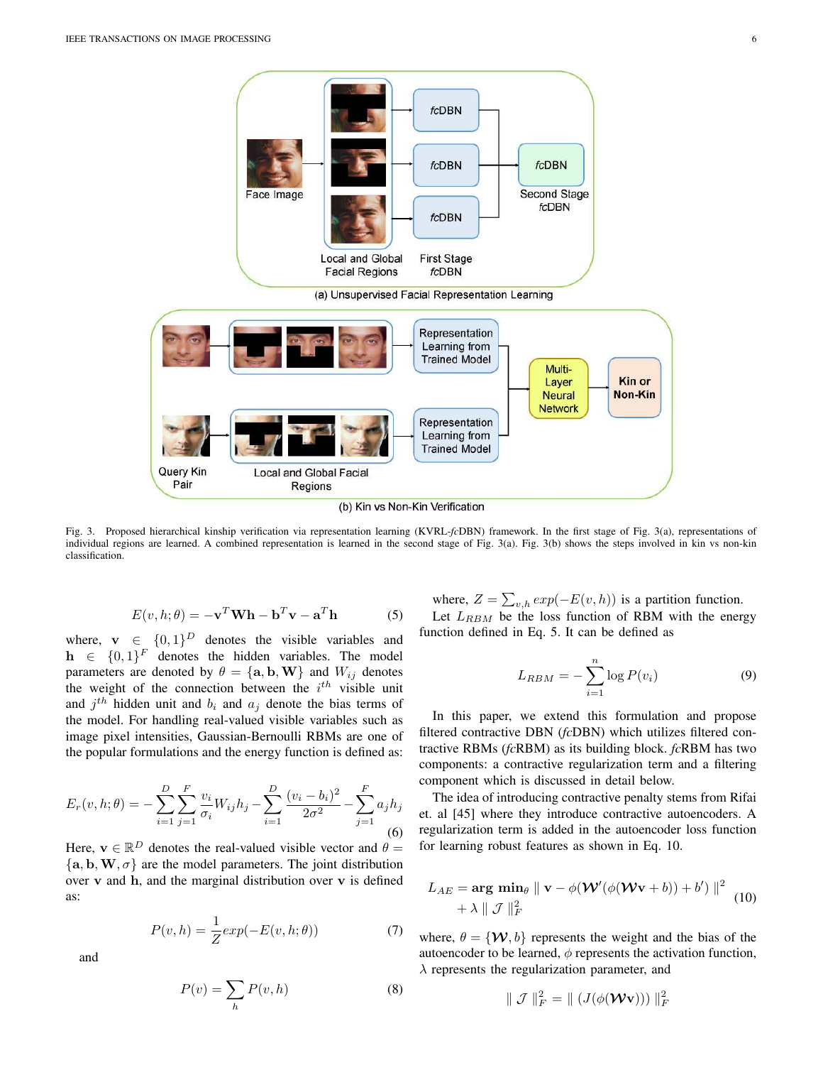Fig. 3. Proposed hierarchical kinship verification via representation learning (KVRL-*fc*DBN) framework. In the first stage of Fig. 3(a), representations of individual regions are learned. A combined representation is learned in the second stage of Fig. 3(a). Fig. 3(b) shows the steps involved in kin vs non-kin classification.

$$E(v,h;\theta) = -\mathbf{v}^T\mathbf{W}\mathbf{h} - \mathbf{b}^T\mathbf{v} - \mathbf{a}^T\mathbf{h} \tag{5}$$

where, $\mathbf{v} \in \{0,1\}^D$ denotes the visible variables and $\mathbf{h} \in \{0,1\}^F$ denotes the hidden variables. The model parameters are denoted by $\theta = \{\mathbf{a}, \mathbf{b}, \mathbf{W}\}$ and $W_{ij}$ denotes the weight of the connection between the $i^{th}$ visible unit and $j^{th}$ hidden unit and $b_i$ and $a_j$ denote the bias terms of the model. For handling real-valued visible variables such as image pixel intensities, Gaussian-Bernoulli RBMs are one of the popular formulations and the energy function is defined as:

$$E_r(v,h;\theta) = -\sum_{i=1}^{D}\sum_{j=1}^{F}\frac{v_i}{\sigma_i}W_{ij}h_j - \sum_{i=1}^{D}\frac{(v_i - b_i)^2}{2\sigma^2} - \sum_{j=1}^{F}a_j h_j \tag{6}$$

Here, $\mathbf{v} \in \mathbb{R}^D$ denotes the real-valued visible vector and $\theta = \{\mathbf{a}, \mathbf{b}, \mathbf{W}, \sigma\}$ are the model parameters. The joint distribution over $\mathbf{v}$ and $\mathbf{h}$, and the marginal distribution over $\mathbf{v}$ is defined as:

$$P(v,h) = \frac{1}{Z}exp(-E(v,h;\theta)) \tag{7}$$

and

$$P(v) = \sum_h P(v,h) \tag{8}$$

where, $Z = \sum_{v,h} exp(-E(v,h))$ is a partition function.

Let $L_{RBM}$ be the loss function of RBM with the energy function defined in Eq. 5. It can be defined as

$$L_{RBM} = -\sum_{i=1}^{n}\log P(v_i) \tag{9}$$

In this paper, we extend this formulation and propose filtered contractive DBN (*fc*DBN) which utilizes filtered contractive RBMs (*fc*RBM) as its building block. *fc*RBM has two components: a contractive regularization term and a filtering component which is discussed in detail below.

The idea of introducing contractive penalty stems from Rifai et. al [45] where they introduce contractive autoencoders. A regularization term is added in the autoencoder loss function for learning robust features as shown in Eq. 10.

$$L_{AE} = \mathbf{arg\ min}_\theta \parallel \mathbf{v} - \phi(\mathcal{W}'(\phi(\mathcal{W}\mathbf{v} + b)) + b') \parallel^2 + \lambda \parallel \mathcal{J} \parallel_F^2 \tag{10}$$

where, $\theta = \{\mathcal{W}, b\}$ represents the weight and the bias of the autoencoder to be learned, $\phi$ represents the activation function, $\lambda$ represents the regularization parameter, and

$$\parallel \mathcal{J} \parallel_F^2 = \parallel (J(\phi(\mathcal{W}\mathbf{v}))) \parallel_F^2$$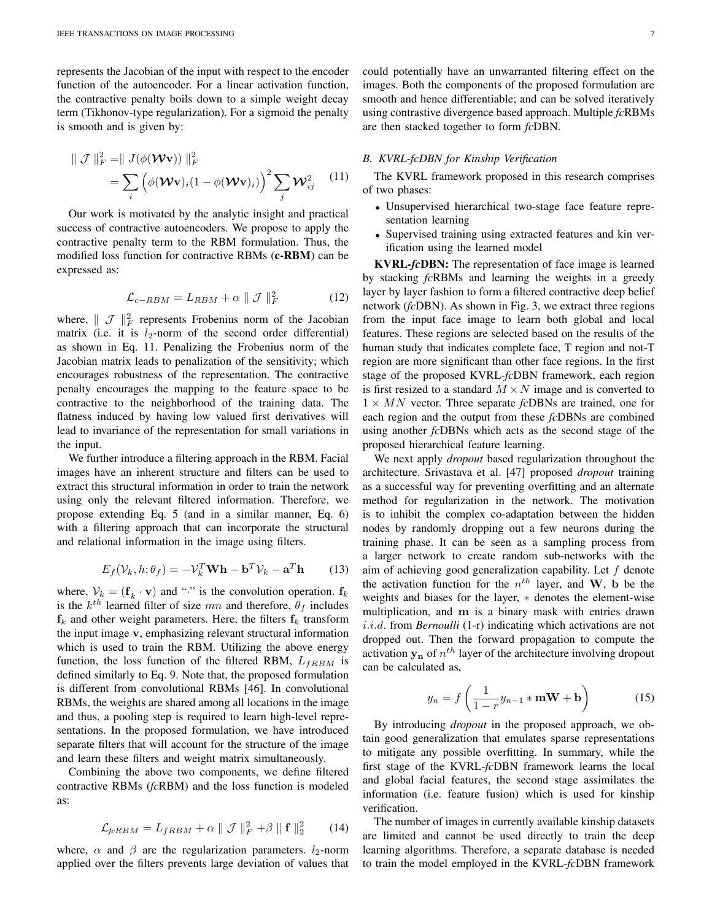represents the Jacobian of the input with respect to the encoder function of the autoencoder. For a linear activation function, the contractive penalty boils down to a simple weight decay term (Tikhonov-type regularization). For a sigmoid the penalty is smooth and is given by:

$$\begin{aligned} \parallel \mathcal{J} \parallel_F^2 &= \parallel J(\phi(\boldsymbol{\mathcal{W}}\mathbf{v})) \parallel_F^2 \\ &= \sum_i \Big( \phi(\boldsymbol{\mathcal{W}}\mathbf{v})_i (1 - \phi(\boldsymbol{\mathcal{W}}\mathbf{v})_i) \Big)^2 \sum_j \boldsymbol{\mathcal{W}}_{ij}^2 \end{aligned} \tag{11}$$

Our work is motivated by the analytic insight and practical success of contractive autoencoders. We propose to apply the contractive penalty term to the RBM formulation. Thus, the modified loss function for contractive RBMs (**c-RBM**) can be expressed as:

$$\mathcal{L}_{c-RBM} = L_{RBM} + \alpha \parallel \mathcal{J} \parallel_F^2 \tag{12}$$

where, $\parallel \mathcal{J} \parallel_F^2$ represents Frobenius norm of the Jacobian matrix (i.e. it is $l_2$-norm of the second order differential) as shown in Eq. 11. Penalizing the Frobenius norm of the Jacobian matrix leads to penalization of the sensitivity; which encourages robustness of the representation. The contractive penalty encourages the mapping to the feature space to be contractive to the neighborhood of the training data. The flatness induced by having low valued first derivatives will lead to invariance of the representation for small variations in the input.

We further introduce a filtering approach in the RBM. Facial images have an inherent structure and filters can be used to extract this structural information in order to train the network using only the relevant filtered information. Therefore, we propose extending Eq. 5 (and in a similar manner, Eq. 6) with a filtering approach that can incorporate the structural and relational information in the image using filters.

$$E_f(\mathcal{V}_k, h; \theta_f) = -\mathcal{V}_k^T \mathbf{W}\mathbf{h} - \mathbf{b}^T \mathcal{V}_k - \mathbf{a}^T \mathbf{h} \tag{13}$$

where, $\mathcal{V}_k = (\mathbf{f}_k \cdot \mathbf{v})$ and "$\cdot$" is the convolution operation. $\mathbf{f}_k$ is the $k^{th}$ learned filter of size $mn$ and therefore, $\theta_f$ includes $\mathbf{f}_k$ and other weight parameters. Here, the filters $\mathbf{f}_k$ transform the input image $\mathbf{v}$, emphasizing relevant structural information which is used to train the RBM. Utilizing the above energy function, the loss function of the filtered RBM, $L_{fRBM}$ is defined similarly to Eq. 9. Note that, the proposed formulation is different from convolutional RBMs [46]. In convolutional RBMs, the weights are shared among all locations in the image and thus, a pooling step is required to learn high-level representations. In the proposed formulation, we have introduced separate filters that will account for the structure of the image and learn these filters and weight matrix simultaneously.

Combining the above two components, we define filtered contractive RBMs (*fc*RBM) and the loss function is modeled as:

$$\mathcal{L}_{fcRBM} = L_{fRBM} + \alpha \parallel \mathcal{J} \parallel_F^2 + \beta \parallel \mathbf{f} \parallel_2^2 \tag{14}$$

where, $\alpha$ and $\beta$ are the regularization parameters. $l_2$-norm applied over the filters prevents large deviation of values that could potentially have an unwarranted filtering effect on the images. Both the components of the proposed formulation are smooth and hence differentiable; and can be solved iteratively using contrastive divergence based approach. Multiple *fc*RBMs are then stacked together to form *fc*DBN.

### *B. KVRL-fcDBN for Kinship Verification*

The KVRL framework proposed in this research comprises of two phases:

- Unsupervised hierarchical two-stage face feature representation learning
- Supervised training using extracted features and kin verification using the learned model

**KVRL-*fc*DBN:** The representation of face image is learned by stacking *fc*RBMs and learning the weights in a greedy layer by layer fashion to form a filtered contractive deep belief network (*fc*DBN). As shown in Fig. 3, we extract three regions from the input face image to learn both global and local features. These regions are selected based on the results of the human study that indicates complete face, T region and not-T region are more significant than other face regions. In the first stage of the proposed KVRL-*fc*DBN framework, each region is first resized to a standard $M \times N$ image and is converted to $1 \times MN$ vector. Three separate *fc*DBNs are trained, one for each region and the output from these *fc*DBNs are combined using another *fc*DBNs which acts as the second stage of the proposed hierarchical feature learning.

We next apply *dropout* based regularization throughout the architecture. Srivastava et al. [47] proposed *dropout* training as a successful way for preventing overfitting and an alternate method for regularization in the network. The motivation is to inhibit the complex co-adaptation between the hidden nodes by randomly dropping out a few neurons during the training phase. It can be seen as a sampling process from a larger network to create random sub-networks with the aim of achieving good generalization capability. Let $f$ denote the activation function for the $n^{th}$ layer, and $\mathbf{W}$, $\mathbf{b}$ be the weights and biases for the layer, $*$ denotes the element-wise multiplication, and $\mathbf{m}$ is a binary mask with entries drawn $i.i.d.$ from *Bernoulli* (1-r) indicating which activations are not dropped out. Then the forward propagation to compute the activation $\mathbf{y_n}$ of $n^{th}$ layer of the architecture involving dropout can be calculated as,

$$y_n = f\left(\frac{1}{1-r} y_{n-1} * \mathbf{m}\mathbf{W} + \mathbf{b}\right) \tag{15}$$

By introducing *dropout* in the proposed approach, we obtain good generalization that emulates sparse representations to mitigate any possible overfitting. In summary, while the first stage of the KVRL-*fc*DBN framework learns the local and global facial features, the second stage assimilates the information (i.e. feature fusion) which is used for kinship verification.

The number of images in currently available kinship datasets are limited and cannot be used directly to train the deep learning algorithms. Therefore, a separate database is needed to train the model employed in the KVRL-*fc*DBN framework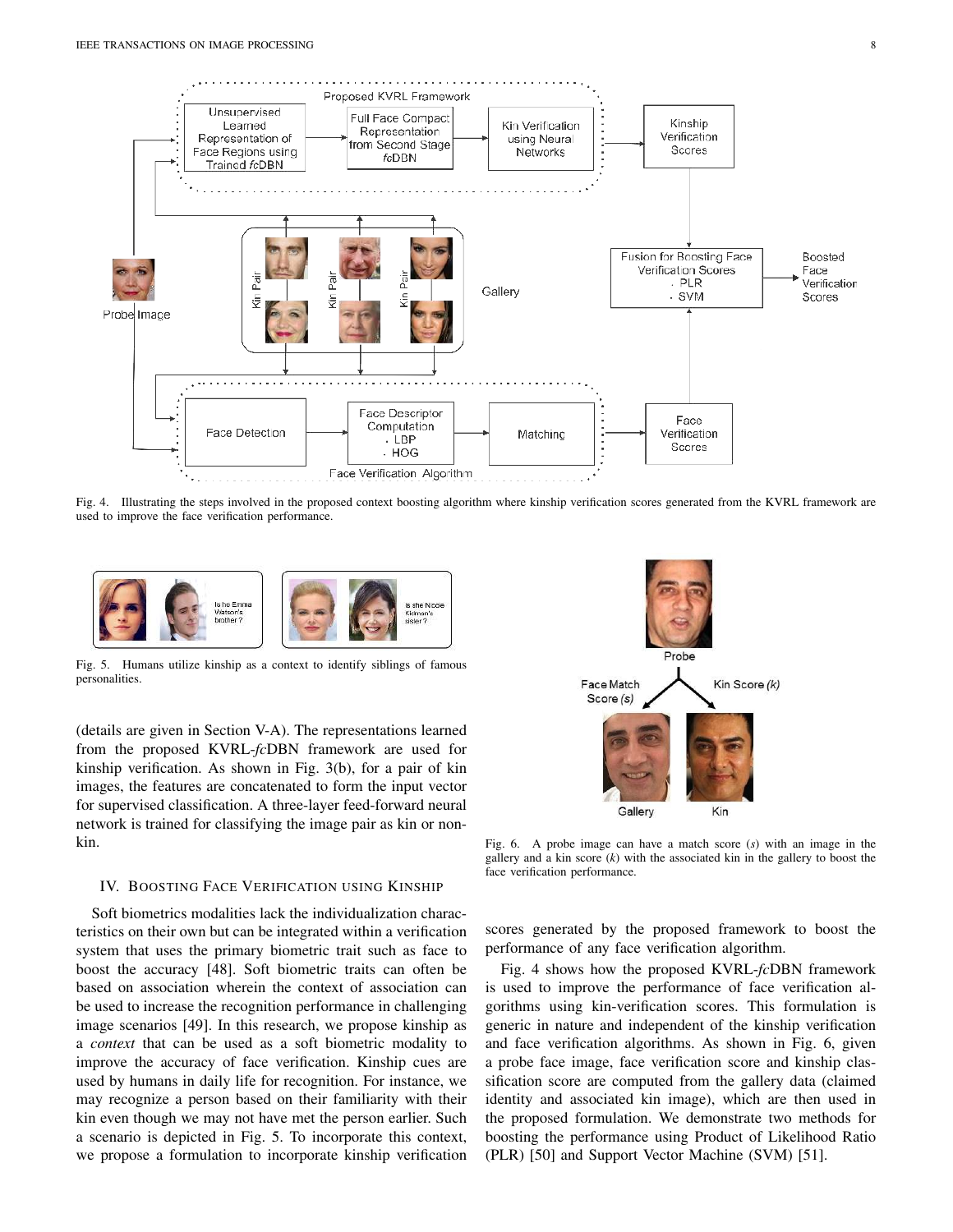Fig. 4. Illustrating the steps involved in the proposed context boosting algorithm where kinship verification scores generated from the KVRL framework are used to improve the face verification performance.

Fig. 5. Humans utilize kinship as a context to identify siblings of famous personalities.

(details are given in Section V-A). The representations learned from the proposed KVRL-*fc*DBN framework are used for kinship verification. As shown in Fig. 3(b), for a pair of kin images, the features are concatenated to form the input vector for supervised classification. A three-layer feed-forward neural network is trained for classifying the image pair as kin or non-kin.

## IV. Boosting Face Verification using Kinship

Soft biometrics modalities lack the individualization characteristics on their own but can be integrated within a verification system that uses the primary biometric trait such as face to boost the accuracy [48]. Soft biometric traits can often be based on association wherein the context of association can be used to increase the recognition performance in challenging image scenarios [49]. In this research, we propose kinship as a *context* that can be used as a soft biometric modality to improve the accuracy of face verification. Kinship cues are used by humans in daily life for recognition. For instance, we may recognize a person based on their familiarity with their kin even though we may not have met the person earlier. Such a scenario is depicted in Fig. 5. To incorporate this context, we propose a formulation to incorporate kinship verification scores generated by the proposed framework to boost the performance of any face verification algorithm.

Fig. 6. A probe image can have a match score ($s$) with an image in the gallery and a kin score ($k$) with the associated kin in the gallery to boost the face verification performance.

Fig. 4 shows how the proposed KVRL-*fc*DBN framework is used to improve the performance of face verification algorithms using kin-verification scores. This formulation is generic in nature and independent of the kinship verification and face verification algorithms. As shown in Fig. 6, given a probe face image, face verification score and kinship classification score are computed from the gallery data (claimed identity and associated kin image), which are then used in the proposed formulation. We demonstrate two methods for boosting the performance using Product of Likelihood Ratio (PLR) [50] and Support Vector Machine (SVM) [51].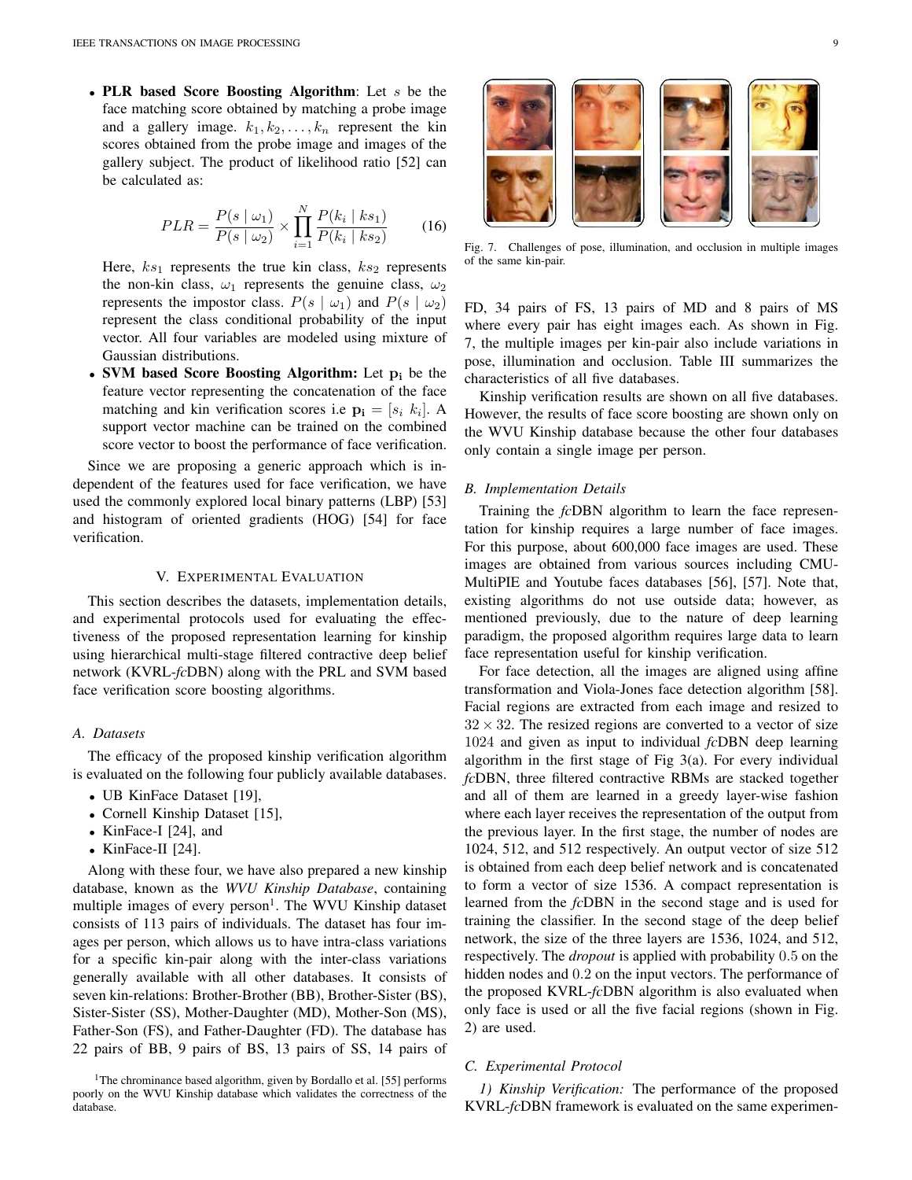- **PLR based Score Boosting Algorithm**: Let $s$ be the face matching score obtained by matching a probe image and a gallery image. $k_1, k_2, \ldots, k_n$ represent the kin scores obtained from the probe image and images of the gallery subject. The product of likelihood ratio [52] can be calculated as:

$$PLR = \frac{P(s \mid \omega_1)}{P(s \mid \omega_2)} \times \prod_{i=1}^{N} \frac{P(k_i \mid ks_1)}{P(k_i \mid ks_2)} \tag{16}$$

Here, $ks_1$ represents the true kin class, $ks_2$ represents the non-kin class, $\omega_1$ represents the genuine class, $\omega_2$ represents the impostor class. $P(s \mid \omega_1)$ and $P(s \mid \omega_2)$ represent the class conditional probability of the input vector. All four variables are modeled using mixture of Gaussian distributions.

- **SVM based Score Boosting Algorithm:** Let $\mathbf{p_i}$ be the feature vector representing the concatenation of the face matching and kin verification scores i.e $\mathbf{p_i} = [s_i \; k_i]$. A support vector machine can be trained on the combined score vector to boost the performance of face verification.

Since we are proposing a generic approach which is independent of the features used for face verification, we have used the commonly explored local binary patterns (LBP) [53] and histogram of oriented gradients (HOG) [54] for face verification.

## V. Experimental Evaluation

This section describes the datasets, implementation details, and experimental protocols used for evaluating the effectiveness of the proposed representation learning for kinship using hierarchical multi-stage filtered contractive deep belief network (KVRL-*fc*DBN) along with the PRL and SVM based face verification score boosting algorithms.

### A. Datasets

The efficacy of the proposed kinship verification algorithm is evaluated on the following four publicly available databases.

- UB KinFace Dataset [19],
- Cornell Kinship Dataset [15],
- KinFace-I [24], and
- KinFace-II [24].

Along with these four, we have also prepared a new kinship database, known as the *WVU Kinship Database*, containing multiple images of every person[1]. The WVU Kinship dataset consists of 113 pairs of individuals. The dataset has four images per person, which allows us to have intra-class variations for a specific kin-pair along with the inter-class variations generally available with all other databases. It consists of seven kin-relations: Brother-Brother (BB), Brother-Sister (BS), Sister-Sister (SS), Mother-Daughter (MD), Mother-Son (MS), Father-Son (FS), and Father-Daughter (FD). The database has 22 pairs of BB, 9 pairs of BS, 13 pairs of SS, 14 pairs of FD, 34 pairs of FS, 13 pairs of MD and 8 pairs of MS where every pair has eight images each. As shown in Fig. 7, the multiple images per kin-pair also include variations in pose, illumination and occlusion. Table III summarizes the characteristics of all five databases.

[1]The chrominance based algorithm, given by Bordallo et al. [55] performs poorly on the WVU Kinship database which validates the correctness of the database.

Fig. 7. Challenges of pose, illumination, and occlusion in multiple images of the same kin-pair.

Kinship verification results are shown on all five databases. However, the results of face score boosting are shown only on the WVU Kinship database because the other four databases only contain a single image per person.

### B. Implementation Details

Training the *fc*DBN algorithm to learn the face representation for kinship requires a large number of face images. For this purpose, about 600,000 face images are used. These images are obtained from various sources including CMU-MultiPIE and Youtube faces databases [56], [57]. Note that, existing algorithms do not use outside data; however, as mentioned previously, due to the nature of deep learning paradigm, the proposed algorithm requires large data to learn face representation useful for kinship verification.

For face detection, all the images are aligned using affine transformation and Viola-Jones face detection algorithm [58]. Facial regions are extracted from each image and resized to $32 \times 32$. The resized regions are converted to a vector of size 1024 and given as input to individual *fc*DBN deep learning algorithm in the first stage of Fig 3(a). For every individual *fc*DBN, three filtered contractive RBMs are stacked together and all of them are learned in a greedy layer-wise fashion where each layer receives the representation of the output from the previous layer. In the first stage, the number of nodes are 1024, 512, and 512 respectively. An output vector of size 512 is obtained from each deep belief network and is concatenated to form a vector of size 1536. A compact representation is learned from the *fc*DBN in the second stage and is used for training the classifier. In the second stage of the deep belief network, the size of the three layers are 1536, 1024, and 512, respectively. The *dropout* is applied with probability 0.5 on the hidden nodes and 0.2 on the input vectors. The performance of the proposed KVRL-*fc*DBN algorithm is also evaluated when only face is used or all the five facial regions (shown in Fig. 2) are used.

### C. Experimental Protocol

*1) Kinship Verification:* The performance of the proposed KVRL-*fc*DBN framework is evaluated on the same experimen-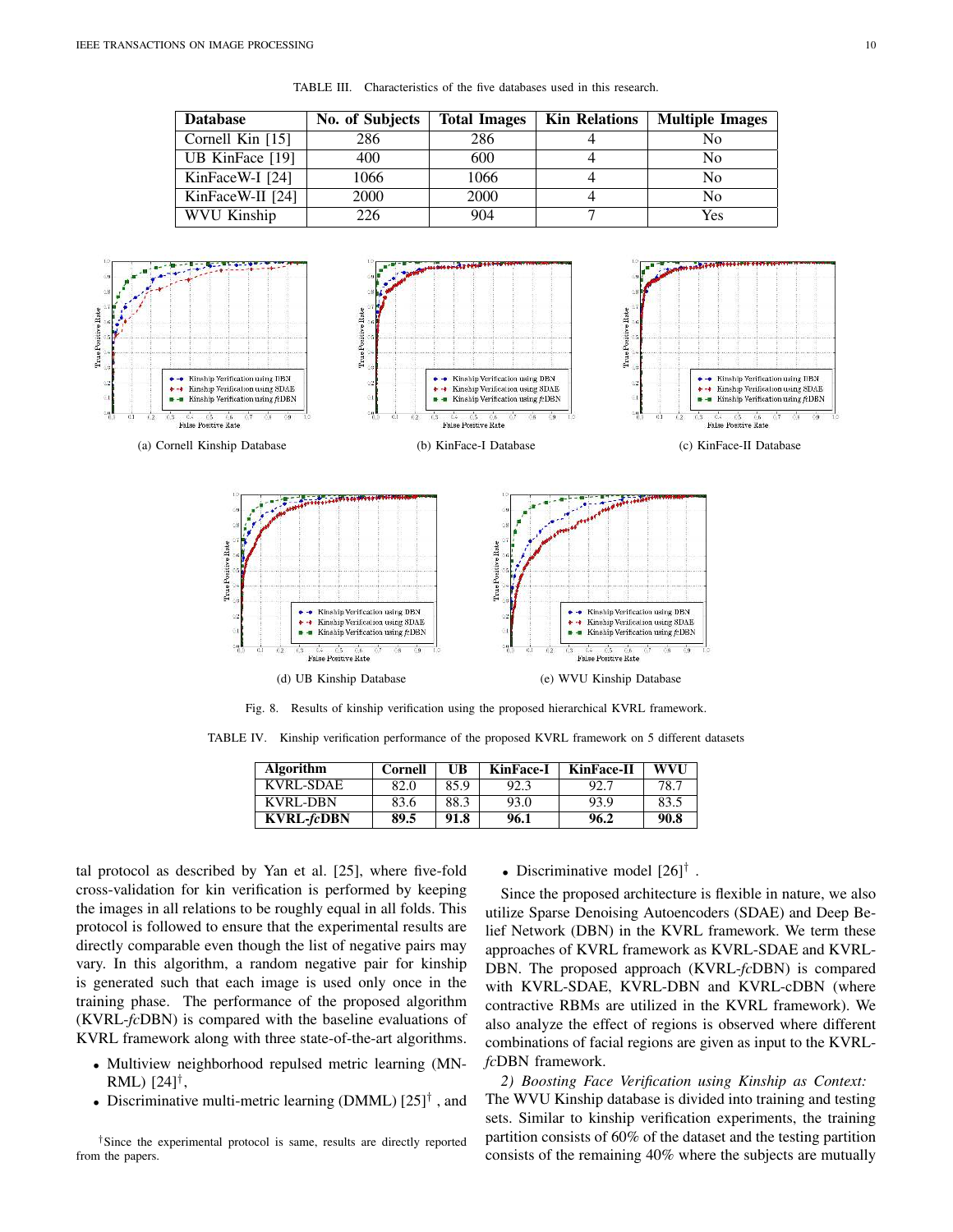TABLE III. Characteristics of the five databases used in this research.

| Database | No. of Subjects | Total Images | Kin Relations | Multiple Images |
|---|---|---|---|---|
| Cornell Kin [15] | 286 | 286 | 4 | No |
| UB KinFace [19] | 400 | 600 | 4 | No |
| KinFaceW-I [24] | 1066 | 1066 | 4 | No |
| KinFaceW-II [24] | 2000 | 2000 | 4 | No |
| WVU Kinship | 226 | 904 | 7 | Yes |

(a) Cornell Kinship Database

(b) KinFace-I Database

(c) KinFace-II Database

(d) UB Kinship Database

(e) WVU Kinship Database

Fig. 8. Results of kinship verification using the proposed hierarchical KVRL framework.

TABLE IV. Kinship verification performance of the proposed KVRL framework on 5 different datasets

| Algorithm | Cornell | UB | KinFace-I | KinFace-II | WVU |
|---|---|---|---|---|---|
| KVRL-SDAE | 82.0 | 85.9 | 92.3 | 92.7 | 78.7 |
| KVRL-DBN | 83.6 | 88.3 | 93.0 | 93.9 | 83.5 |
| **KVRL-*fc*DBN** | **89.5** | **91.8** | **96.1** | **96.2** | **90.8** |

tal protocol as described by Yan et al. [25], where five-fold cross-validation for kin verification is performed by keeping the images in all relations to be roughly equal in all folds. This protocol is followed to ensure that the experimental results are directly comparable even though the list of negative pairs may vary. In this algorithm, a random negative pair for kinship is generated such that each image is used only once in the training phase. The performance of the proposed algorithm (KVRL-*fc*DBN) is compared with the baseline evaluations of KVRL framework along with three state-of-the-art algorithms.

- Multiview neighborhood repulsed metric learning (MNRML) [24]†,
- Discriminative multi-metric learning (DMML) [25]† , and
- Discriminative model [26]† .

†Since the experimental protocol is same, results are directly reported from the papers.

Since the proposed architecture is flexible in nature, we also utilize Sparse Denoising Autoencoders (SDAE) and Deep Belief Network (DBN) in the KVRL framework. We term these approaches of KVRL framework as KVRL-SDAE and KVRL-DBN. The proposed approach (KVRL-*fc*DBN) is compared with KVRL-SDAE, KVRL-DBN and KVRL-cDBN (where contractive RBMs are utilized in the KVRL framework). We also analyze the effect of regions is observed where different combinations of facial regions are given as input to the KVRL-*fc*DBN framework.

*2) Boosting Face Verification using Kinship as Context:* The WVU Kinship database is divided into training and testing sets. Similar to kinship verification experiments, the training partition consists of 60% of the dataset and the testing partition consists of the remaining 40% where the subjects are mutually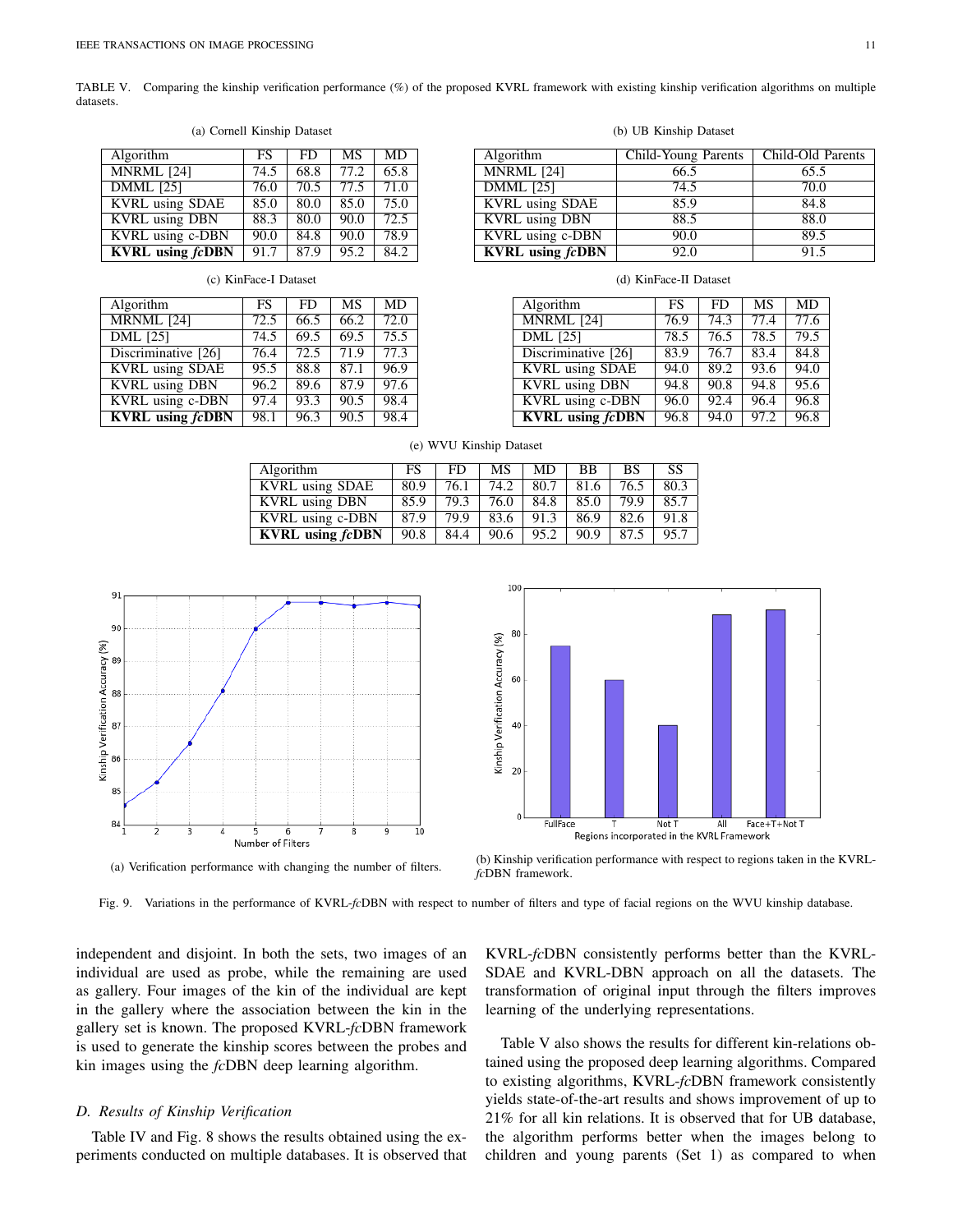TABLE V. Comparing the kinship verification performance (%) of the proposed KVRL framework with existing kinship verification algorithms on multiple datasets.

(a) Cornell Kinship Dataset

| Algorithm | FS | FD | MS | MD |
|---|---|---|---|---|
| MNRML [24] | 74.5 | 68.8 | 77.2 | 65.8 |
| DMML [25] | 76.0 | 70.5 | 77.5 | 71.0 |
| KVRL using SDAE | 85.0 | 80.0 | 85.0 | 75.0 |
| KVRL using DBN | 88.3 | 80.0 | 90.0 | 72.5 |
| KVRL using c-DBN | 90.0 | 84.8 | 90.0 | 78.9 |
| **KVRL using *fc*DBN** | 91.7 | 87.9 | 95.2 | 84.2 |

(b) UB Kinship Dataset

| Algorithm | Child-Young Parents | Child-Old Parents |
|---|---|---|
| MNRML [24] | 66.5 | 65.5 |
| DMML [25] | 74.5 | 70.0 |
| KVRL using SDAE | 85.9 | 84.8 |
| KVRL using DBN | 88.5 | 88.0 |
| KVRL using c-DBN | 90.0 | 89.5 |
| **KVRL using *fc*DBN** | 92.0 | 91.5 |

(c) KinFace-I Dataset

| Algorithm | FS | FD | MS | MD |
|---|---|---|---|---|
| MRNML [24] | 72.5 | 66.5 | 66.2 | 72.0 |
| DML [25] | 74.5 | 69.5 | 69.5 | 75.5 |
| Discriminative [26] | 76.4 | 72.5 | 71.9 | 77.3 |
| KVRL using SDAE | 95.5 | 88.8 | 87.1 | 96.9 |
| KVRL using DBN | 96.2 | 89.6 | 87.9 | 97.6 |
| KVRL using c-DBN | 97.4 | 93.3 | 90.5 | 98.4 |
| **KVRL using *fc*DBN** | 98.1 | 96.3 | 90.5 | 98.4 |

(d) KinFace-II Dataset

| Algorithm | FS | FD | MS | MD |
|---|---|---|---|---|
| MNRML [24] | 76.9 | 74.3 | 77.4 | 77.6 |
| DML [25] | 78.5 | 76.5 | 78.5 | 79.5 |
| Discriminative [26] | 83.9 | 76.7 | 83.4 | 84.8 |
| KVRL using SDAE | 94.0 | 89.2 | 93.6 | 94.0 |
| KVRL using DBN | 94.8 | 90.8 | 94.8 | 95.6 |
| KVRL using c-DBN | 96.0 | 92.4 | 96.4 | 96.8 |
| **KVRL using *fc*DBN** | 96.8 | 94.0 | 97.2 | 96.8 |

(e) WVU Kinship Dataset

| Algorithm | FS | FD | MS | MD | BB | BS | SS |
|---|---|---|---|---|---|---|---|
| KVRL using SDAE | 80.9 | 76.1 | 74.2 | 80.7 | 81.6 | 76.5 | 80.3 |
| KVRL using DBN | 85.9 | 79.3 | 76.0 | 84.8 | 85.0 | 79.9 | 85.7 |
| KVRL using c-DBN | 87.9 | 79.9 | 83.6 | 91.3 | 86.9 | 82.6 | 91.8 |
| **KVRL using *fc*DBN** | 90.8 | 84.4 | 90.6 | 95.2 | 90.9 | 87.5 | 95.7 |

(a) Verification performance with changing the number of filters.

(b) Kinship verification performance with respect to regions taken in the KVRL-*fc*DBN framework.

Fig. 9. Variations in the performance of KVRL-*fc*DBN with respect to number of filters and type of facial regions on the WVU kinship database.

independent and disjoint. In both the sets, two images of an individual are used as probe, while the remaining are used as gallery. Four images of the kin of the individual are kept in the gallery where the association between the kin in the gallery set is known. The proposed KVRL-*fc*DBN framework is used to generate the kinship scores between the probes and kin images using the *fc*DBN deep learning algorithm.

### *D. Results of Kinship Verification*

Table IV and Fig. 8 shows the results obtained using the experiments conducted on multiple databases. It is observed that KVRL-*fc*DBN consistently performs better than the KVRL-SDAE and KVRL-DBN approach on all the datasets. The transformation of original input through the filters improves learning of the underlying representations.

Table V also shows the results for different kin-relations obtained using the proposed deep learning algorithms. Compared to existing algorithms, KVRL-*fc*DBN framework consistently yields state-of-the-art results and shows improvement of up to 21% for all kin relations. It is observed that for UB database, the algorithm performs better when the images belong to children and young parents (Set 1) as compared to when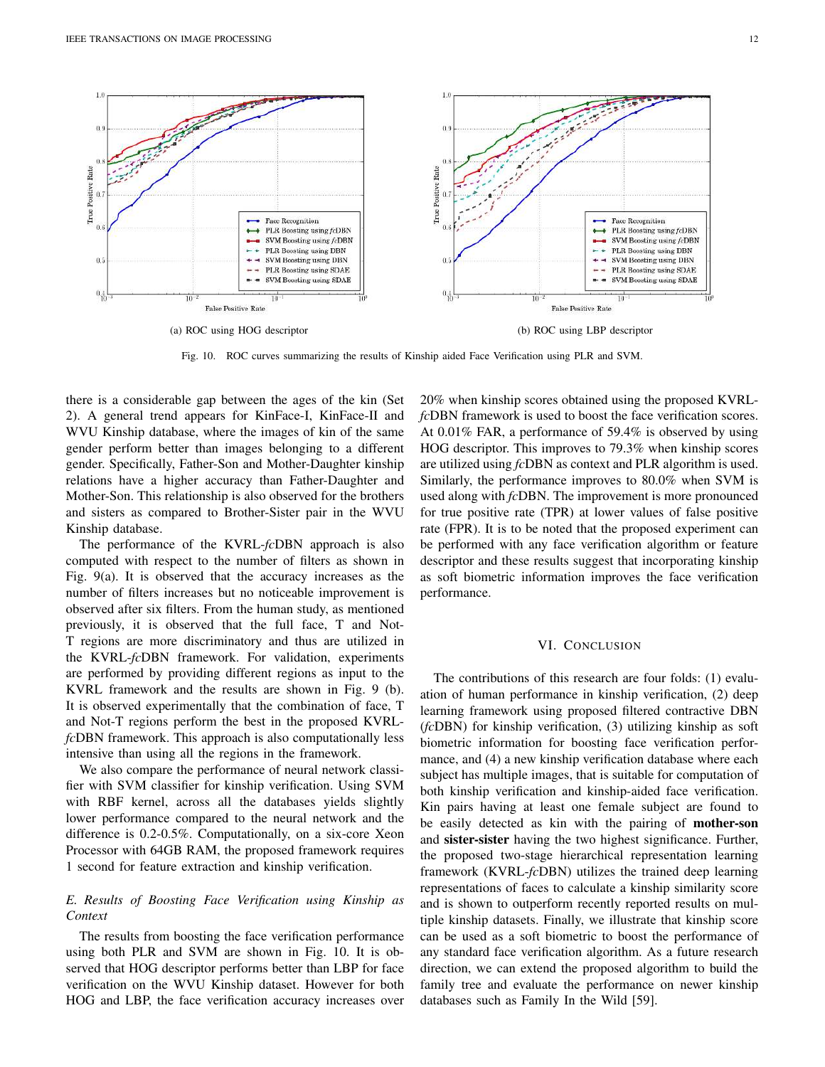(a) ROC using HOG descriptor

(b) ROC using LBP descriptor

Fig. 10. ROC curves summarizing the results of Kinship aided Face Verification using PLR and SVM.

there is a considerable gap between the ages of the kin (Set 2). A general trend appears for KinFace-I, KinFace-II and WVU Kinship database, where the images of kin of the same gender perform better than images belonging to a different gender. Specifically, Father-Son and Mother-Daughter kinship relations have a higher accuracy than Father-Daughter and Mother-Son. This relationship is also observed for the brothers and sisters as compared to Brother-Sister pair in the WVU Kinship database.

The performance of the KVRL-*fc*DBN approach is also computed with respect to the number of filters as shown in Fig. 9(a). It is observed that the accuracy increases as the number of filters increases but no noticeable improvement is observed after six filters. From the human study, as mentioned previously, it is observed that the full face, T and Not-T regions are more discriminatory and thus are utilized in the KVRL-*fc*DBN framework. For validation, experiments are performed by providing different regions as input to the KVRL framework and the results are shown in Fig. 9 (b). It is observed experimentally that the combination of face, T and Not-T regions perform the best in the proposed KVRL-*fc*DBN framework. This approach is also computationally less intensive than using all the regions in the framework.

We also compare the performance of neural network classifier with SVM classifier for kinship verification. Using SVM with RBF kernel, across all the databases yields slightly lower performance compared to the neural network and the difference is 0.2-0.5%. Computationally, on a six-core Xeon Processor with 64GB RAM, the proposed framework requires 1 second for feature extraction and kinship verification.

### *E. Results of Boosting Face Verification using Kinship as Context*

The results from boosting the face verification performance using both PLR and SVM are shown in Fig. 10. It is observed that HOG descriptor performs better than LBP for face verification on the WVU Kinship dataset. However for both HOG and LBP, the face verification accuracy increases over 20% when kinship scores obtained using the proposed KVRL-*fc*DBN framework is used to boost the face verification scores. At 0.01% FAR, a performance of 59.4% is observed by using HOG descriptor. This improves to 79.3% when kinship scores are utilized using *fc*DBN as context and PLR algorithm is used. Similarly, the performance improves to 80.0% when SVM is used along with *fc*DBN. The improvement is more pronounced for true positive rate (TPR) at lower values of false positive rate (FPR). It is to be noted that the proposed experiment can be performed with any face verification algorithm or feature descriptor and these results suggest that incorporating kinship as soft biometric information improves the face verification performance.

## VI. Conclusion

The contributions of this research are four folds: (1) evaluation of human performance in kinship verification, (2) deep learning framework using proposed filtered contractive DBN (*fc*DBN) for kinship verification, (3) utilizing kinship as soft biometric information for boosting face verification performance, and (4) a new kinship verification database where each subject has multiple images, that is suitable for computation of both kinship verification and kinship-aided face verification. Kin pairs having at least one female subject are found to be easily detected as kin with the pairing of **mother-son** and **sister-sister** having the two highest significance. Further, the proposed two-stage hierarchical representation learning framework (KVRL-*fc*DBN) utilizes the trained deep learning representations of faces to calculate a kinship similarity score and is shown to outperform recently reported results on multiple kinship datasets. Finally, we illustrate that kinship score can be used as a soft biometric to boost the performance of any standard face verification algorithm. As a future research direction, we can extend the proposed algorithm to build the family tree and evaluate the performance on newer kinship databases such as Family In the Wild [59].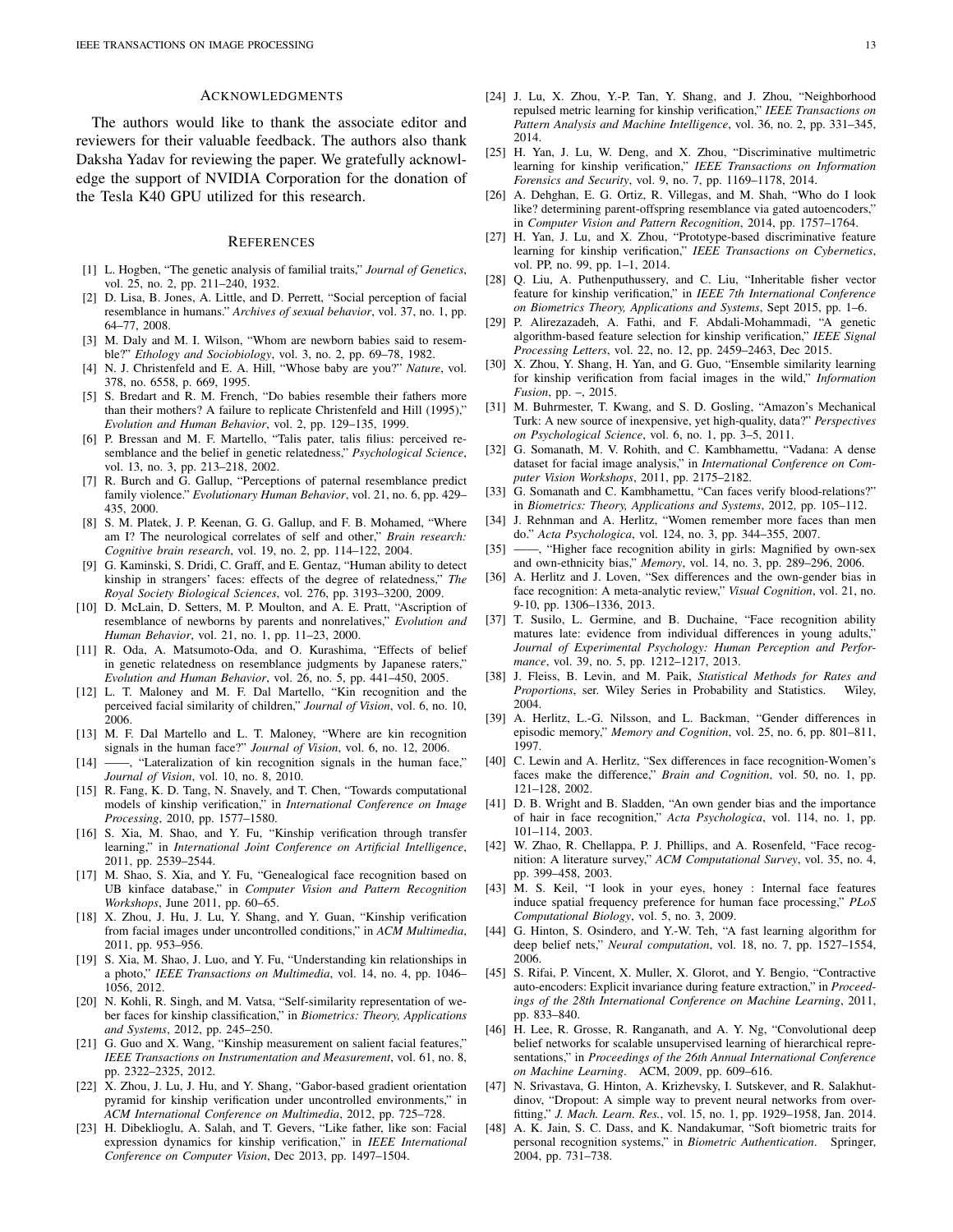## Acknowledgments

The authors would like to thank the associate editor and reviewers for their valuable feedback. The authors also thank Daksha Yadav for reviewing the paper. We gratefully acknowledge the support of NVIDIA Corporation for the donation of the Tesla K40 GPU utilized for this research.

## References

[1] L. Hogben, "The genetic analysis of familial traits," *Journal of Genetics*, vol. 25, no. 2, pp. 211–240, 1932.

[2] D. Lisa, B. Jones, A. Little, and D. Perrett, "Social perception of facial resemblance in humans." *Archives of sexual behavior*, vol. 37, no. 1, pp. 64–77, 2008.

[3] M. Daly and M. I. Wilson, "Whom are newborn babies said to resemble?" *Ethology and Sociobiology*, vol. 3, no. 2, pp. 69–78, 1982.

[4] N. J. Christenfeld and E. A. Hill, "Whose baby are you?" *Nature*, vol. 378, no. 6558, p. 669, 1995.

[5] S. Bredart and R. M. French, "Do babies resemble their fathers more than their mothers? A failure to replicate Christenfeld and Hill (1995)," *Evolution and Human Behavior*, vol. 2, pp. 129–135, 1999.

[6] P. Bressan and M. F. Martello, "Talis pater, talis filius: perceived resemblance and the belief in genetic relatedness," *Psychological Science*, vol. 13, no. 3, pp. 213–218, 2002.

[7] R. Burch and G. Gallup, "Perceptions of paternal resemblance predict family violence." *Evolutionary Human Behavior*, vol. 21, no. 6, pp. 429–435, 2000.

[8] S. M. Platek, J. P. Keenan, G. G. Gallup, and F. B. Mohamed, "Where am I? The neurological correlates of self and other," *Brain research: Cognitive brain research*, vol. 19, no. 2, pp. 114–122, 2004.

[9] G. Kaminski, S. Dridi, C. Graff, and E. Gentaz, "Human ability to detect kinship in strangers' faces: effects of the degree of relatedness," *The Royal Society Biological Sciences*, vol. 276, pp. 3193–3200, 2009.

[10] D. McLain, D. Setters, M. P. Moulton, and A. E. Pratt, "Ascription of resemblance of newborns by parents and nonrelatives," *Evolution and Human Behavior*, vol. 21, no. 1, pp. 11–23, 2000.

[11] R. Oda, A. Matsumoto-Oda, and O. Kurashima, "Effects of belief in genetic relatedness on resemblance judgments by Japanese raters," *Evolution and Human Behavior*, vol. 26, no. 5, pp. 441–450, 2005.

[12] L. T. Maloney and M. F. Dal Martello, "Kin recognition and the perceived facial similarity of children," *Journal of Vision*, vol. 6, no. 10, 2006.

[13] M. F. Dal Martello and L. T. Maloney, "Where are kin recognition signals in the human face?" *Journal of Vision*, vol. 6, no. 12, 2006.

[14] ——, "Lateralization of kin recognition signals in the human face," *Journal of Vision*, vol. 10, no. 8, 2010.

[15] R. Fang, K. D. Tang, N. Snavely, and T. Chen, "Towards computational models of kinship verification," in *International Conference on Image Processing*, 2010, pp. 1577–1580.

[16] S. Xia, M. Shao, and Y. Fu, "Kinship verification through transfer learning," in *International Joint Conference on Artificial Intelligence*, 2011, pp. 2539–2544.

[17] M. Shao, S. Xia, and Y. Fu, "Genealogical face recognition based on UB kinface database," in *Computer Vision and Pattern Recognition Workshops*, June 2011, pp. 60–65.

[18] X. Zhou, J. Hu, J. Lu, Y. Shang, and Y. Guan, "Kinship verification from facial images under uncontrolled conditions," in *ACM Multimedia*, 2011, pp. 953–956.

[19] S. Xia, M. Shao, J. Luo, and Y. Fu, "Understanding kin relationships in a photo," *IEEE Transactions on Multimedia*, vol. 14, no. 4, pp. 1046–1056, 2012.

[20] N. Kohli, R. Singh, and M. Vatsa, "Self-similarity representation of weber faces for kinship classification," in *Biometrics: Theory, Applications and Systems*, 2012, pp. 245–250.

[21] G. Guo and X. Wang, "Kinship measurement on salient facial features," *IEEE Transactions on Instrumentation and Measurement*, vol. 61, no. 8, pp. 2322–2325, 2012.

[22] X. Zhou, J. Lu, J. Hu, and Y. Shang, "Gabor-based gradient orientation pyramid for kinship verification under uncontrolled environments," in *ACM International Conference on Multimedia*, 2012, pp. 725–728.

[23] H. Dibeklioglu, A. Salah, and T. Gevers, "Like father, like son: Facial expression dynamics for kinship verification," in *IEEE International Conference on Computer Vision*, Dec 2013, pp. 1497–1504.

[24] J. Lu, X. Zhou, Y.-P. Tan, Y. Shang, and J. Zhou, "Neighborhood repulsed metric learning for kinship verification," *IEEE Transactions on Pattern Analysis and Machine Intelligence*, vol. 36, no. 2, pp. 331–345, 2014.

[25] H. Yan, J. Lu, W. Deng, and X. Zhou, "Discriminative multimetric learning for kinship verification," *IEEE Transactions on Information Forensics and Security*, vol. 9, no. 7, pp. 1169–1178, 2014.

[26] A. Dehghan, E. G. Ortiz, R. Villegas, and M. Shah, "Who do I look like? determining parent-offspring resemblance via gated autoencoders," in *Computer Vision and Pattern Recognition*, 2014, pp. 1757–1764.

[27] H. Yan, J. Lu, and X. Zhou, "Prototype-based discriminative feature learning for kinship verification," *IEEE Transactions on Cybernetics*, vol. PP, no. 99, pp. 1–1, 2014.

[28] Q. Liu, A. Puthenputhussery, and C. Liu, "Inheritable fisher vector feature for kinship verification," in *IEEE 7th International Conference on Biometrics Theory, Applications and Systems*, Sept 2015, pp. 1–6.

[29] P. Alirezazadeh, A. Fathi, and F. Abdali-Mohammadi, "A genetic algorithm-based feature selection for kinship verification," *IEEE Signal Processing Letters*, vol. 22, no. 12, pp. 2459–2463, Dec 2015.

[30] X. Zhou, Y. Shang, H. Yan, and G. Guo, "Ensemble similarity learning for kinship verification from facial images in the wild," *Information Fusion*, pp. –, 2015.

[31] M. Buhrmester, T. Kwang, and S. D. Gosling, "Amazon's Mechanical Turk: A new source of inexpensive, yet high-quality, data?" *Perspectives on Psychological Science*, vol. 6, no. 1, pp. 3–5, 2011.

[32] G. Somanath, M. V. Rohith, and C. Kambhamettu, "Vadana: A dense dataset for facial image analysis," in *International Conference on Computer Vision Workshops*, 2011, pp. 2175–2182.

[33] G. Somanath and C. Kambhamettu, "Can faces verify blood-relations?" in *Biometrics: Theory, Applications and Systems*, 2012, pp. 105–112.

[34] J. Rehnman and A. Herlitz, "Women remember more faces than men do." *Acta Psychologica*, vol. 124, no. 3, pp. 344–355, 2007.

[35] ——, "Higher face recognition ability in girls: Magnified by own-sex and own-ethnicity bias," *Memory*, vol. 14, no. 3, pp. 289–296, 2006.

[36] A. Herlitz and J. Loven, "Sex differences and the own-gender bias in face recognition: A meta-analytic review," *Visual Cognition*, vol. 21, no. 9-10, pp. 1306–1336, 2013.

[37] T. Susilo, L. Germine, and B. Duchaine, "Face recognition ability matures late: evidence from individual differences in young adults," *Journal of Experimental Psychology: Human Perception and Performance*, vol. 39, no. 5, pp. 1212–1217, 2013.

[38] J. Fleiss, B. Levin, and M. Paik, *Statistical Methods for Rates and Proportions*, ser. Wiley Series in Probability and Statistics. Wiley, 2004.

[39] A. Herlitz, L.-G. Nilsson, and L. Backman, "Gender differences in episodic memory," *Memory and Cognition*, vol. 25, no. 6, pp. 801–811, 1997.

[40] C. Lewin and A. Herlitz, "Sex differences in face recognition-Women's faces make the difference," *Brain and Cognition*, vol. 50, no. 1, pp. 121–128, 2002.

[41] D. B. Wright and B. Sladden, "An own gender bias and the importance of hair in face recognition," *Acta Psychologica*, vol. 114, no. 1, pp. 101–114, 2003.

[42] W. Zhao, R. Chellappa, P. J. Phillips, and A. Rosenfeld, "Face recognition: A literature survey," *ACM Computational Survey*, vol. 35, no. 4, pp. 399–458, 2003.

[43] M. S. Keil, "I look in your eyes, honey : Internal face features induce spatial frequency preference for human face processing," *PLoS Computational Biology*, vol. 5, no. 3, 2009.

[44] G. Hinton, S. Osindero, and Y.-W. Teh, "A fast learning algorithm for deep belief nets," *Neural computation*, vol. 18, no. 7, pp. 1527–1554, 2006.

[45] S. Rifai, P. Vincent, X. Muller, X. Glorot, and Y. Bengio, "Contractive auto-encoders: Explicit invariance during feature extraction," in *Proceedings of the 28th International Conference on Machine Learning*, 2011, pp. 833–840.

[46] H. Lee, R. Grosse, R. Ranganath, and A. Y. Ng, "Convolutional deep belief networks for scalable unsupervised learning of hierarchical representations," in *Proceedings of the 26th Annual International Conference on Machine Learning*. ACM, 2009, pp. 609–616.

[47] N. Srivastava, G. Hinton, A. Krizhevsky, I. Sutskever, and R. Salakhutdinov, "Dropout: A simple way to prevent neural networks from overfitting," *J. Mach. Learn. Res.*, vol. 15, no. 1, pp. 1929–1958, Jan. 2014.

[48] A. K. Jain, S. C. Dass, and K. Nandakumar, "Soft biometric traits for personal recognition systems," in *Biometric Authentication*. Springer, 2004, pp. 731–738.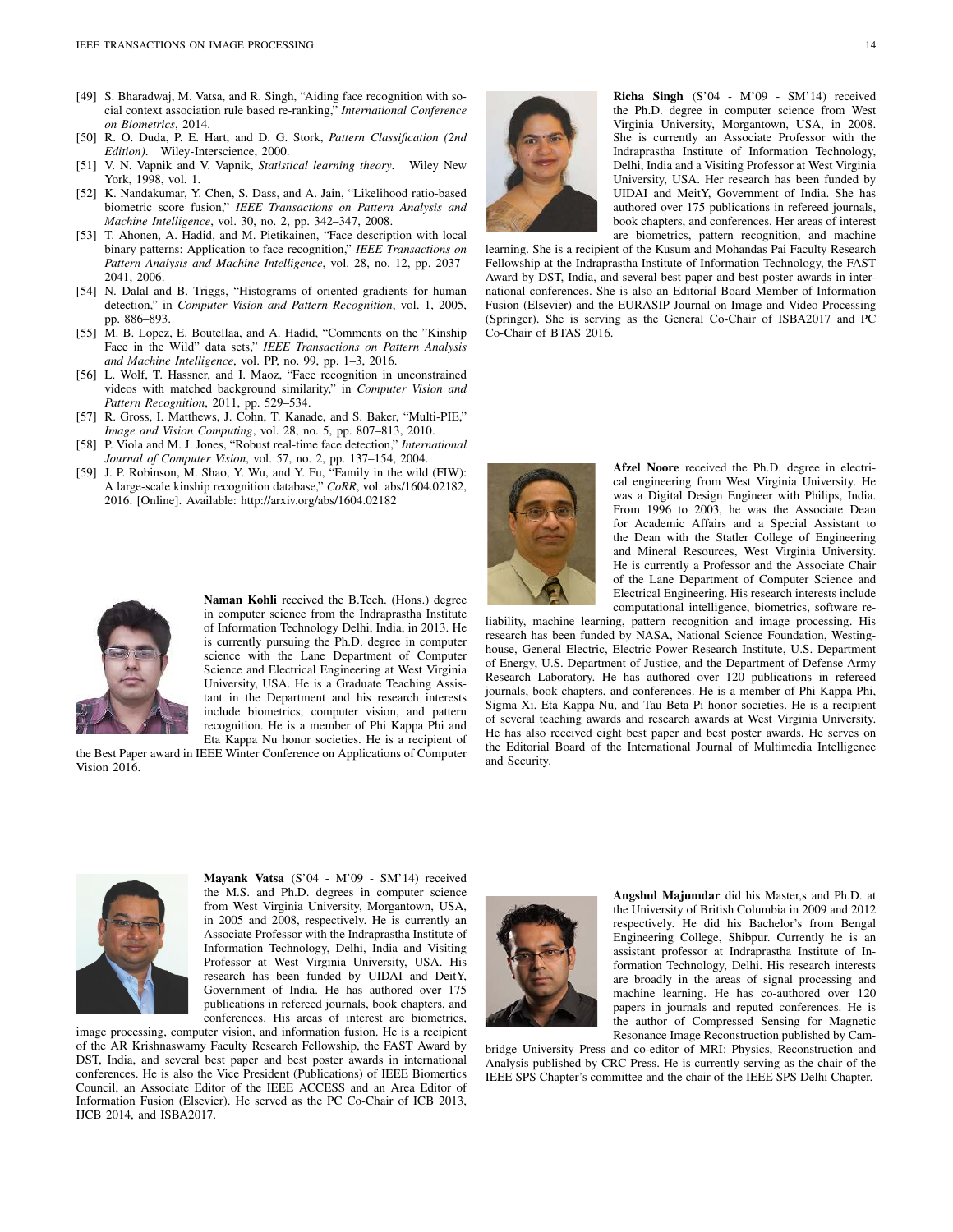[49] S. Bharadwaj, M. Vatsa, and R. Singh, "Aiding face recognition with social context association rule based re-ranking," *International Conference on Biometrics*, 2014.

[50] R. O. Duda, P. E. Hart, and D. G. Stork, *Pattern Classification (2nd Edition)*. Wiley-Interscience, 2000.

[51] V. N. Vapnik and V. Vapnik, *Statistical learning theory*. Wiley New York, 1998, vol. 1.

[52] K. Nandakumar, Y. Chen, S. Dass, and A. Jain, "Likelihood ratio-based biometric score fusion," *IEEE Transactions on Pattern Analysis and Machine Intelligence*, vol. 30, no. 2, pp. 342–347, 2008.

[53] T. Ahonen, A. Hadid, and M. Pietikainen, "Face description with local binary patterns: Application to face recognition," *IEEE Transactions on Pattern Analysis and Machine Intelligence*, vol. 28, no. 12, pp. 2037–2041, 2006.

[54] N. Dalal and B. Triggs, "Histograms of oriented gradients for human detection," in *Computer Vision and Pattern Recognition*, vol. 1, 2005, pp. 886–893.

[55] M. B. Lopez, E. Boutellaa, and A. Hadid, "Comments on the "Kinship Face in the Wild" data sets," *IEEE Transactions on Pattern Analysis and Machine Intelligence*, vol. PP, no. 99, pp. 1–3, 2016.

[56] L. Wolf, T. Hassner, and I. Maoz, "Face recognition in unconstrained videos with matched background similarity," in *Computer Vision and Pattern Recognition*, 2011, pp. 529–534.

[57] R. Gross, I. Matthews, J. Cohn, T. Kanade, and S. Baker, "Multi-PIE," *Image and Vision Computing*, vol. 28, no. 5, pp. 807–813, 2010.

[58] P. Viola and M. J. Jones, "Robust real-time face detection," *International Journal of Computer Vision*, vol. 57, no. 2, pp. 137–154, 2004.

[59] J. P. Robinson, M. Shao, Y. Wu, and Y. Fu, "Family in the wild (FIW): A large-scale kinship recognition database," *CoRR*, vol. abs/1604.02182, 2016. [Online]. Available: http://arxiv.org/abs/1604.02182

**Naman Kohli** received the B.Tech. (Hons.) degree in computer science from the Indraprastha Institute of Information Technology Delhi, India, in 2013. He is currently pursuing the Ph.D. degree in computer science with the Lane Department of Computer Science and Electrical Engineering at West Virginia University, USA. He is a Graduate Teaching Assistant in the Department and his research interests include biometrics, computer vision, and pattern recognition. He is a member of Phi Kappa Phi and Eta Kappa Nu honor societies. He is a recipient of the Best Paper award in IEEE Winter Conference on Applications of Computer Vision 2016.

**Mayank Vatsa** (S'04 - M'09 - SM'14) received the M.S. and Ph.D. degrees in computer science from West Virginia University, Morgantown, USA, in 2005 and 2008, respectively. He is currently an Associate Professor with the Indraprastha Institute of Information Technology, Delhi, India and Visiting Professor at West Virginia University, USA. His research has been funded by UIDAI and DeitY, Government of India. He has authored over 175 publications in refereed journals, book chapters, and conferences. His areas of interest are biometrics, image processing, computer vision, and information fusion. He is a recipient of the AR Krishnaswamy Faculty Research Fellowship, the FAST Award by DST, India, and several best paper and best poster awards in international conferences. He is also the Vice President (Publications) of IEEE Biomertics Council, an Associate Editor of the IEEE ACCESS and an Area Editor of Information Fusion (Elsevier). He served as the PC Co-Chair of ICB 2013, IJCB 2014, and ISBA2017.

**Richa Singh** (S'04 - M'09 - SM'14) received the Ph.D. degree in computer science from West Virginia University, Morgantown, USA, in 2008. She is currently an Associate Professor with the Indraprastha Institute of Information Technology, Delhi, India and a Visiting Professor at West Virginia University, USA. Her research has been funded by UIDAI and MeitY, Government of India. She has authored over 175 publications in refereed journals, book chapters, and conferences. Her areas of interest are biometrics, pattern recognition, and machine learning. She is a recipient of the Kusum and Mohandas Pai Faculty Research Fellowship at the Indraprastha Institute of Information Technology, the FAST Award by DST, India, and several best paper and best poster awards in international conferences. She is also an Editorial Board Member of Information Fusion (Elsevier) and the EURASIP Journal on Image and Video Processing (Springer). She is serving as the General Co-Chair of ISBA2017 and PC Co-Chair of BTAS 2016.

**Afzel Noore** received the Ph.D. degree in electrical engineering from West Virginia University. He was a Digital Design Engineer with Philips, India. From 1996 to 2003, he was the Associate Dean for Academic Affairs and a Special Assistant to the Dean with the Statler College of Engineering and Mineral Resources, West Virginia University. He is currently a Professor and the Associate Chair of the Lane Department of Computer Science and Electrical Engineering. His research interests include computational intelligence, biometrics, software reliability, machine learning, pattern recognition and image processing. His research has been funded by NASA, National Science Foundation, Westinghouse, General Electric, Electric Power Research Institute, U.S. Department of Energy, U.S. Department of Justice, and the Department of Defense Army Research Laboratory. He has authored over 120 publications in refereed journals, book chapters, and conferences. He is a member of Phi Kappa Phi, Sigma Xi, Eta Kappa Nu, and Tau Beta Pi honor societies. He is a recipient of several teaching awards and research awards at West Virginia University. He has also received eight best paper and best poster awards. He serves on the Editorial Board of the International Journal of Multimedia Intelligence and Security.

**Angshul Majumdar** did his Master,s and Ph.D. at the University of British Columbia in 2009 and 2012 respectively. He did his Bachelor's from Bengal Engineering College, Shibpur. Currently he is an assistant professor at Indraprastha Institute of Information Technology, Delhi. His research interests are broadly in the areas of signal processing and machine learning. He has co-authored over 120 papers in journals and reputed conferences. He is the author of Compressed Sensing for Magnetic Resonance Image Reconstruction published by Cambridge University Press and co-editor of MRI: Physics, Reconstruction and Analysis published by CRC Press. He is currently serving as the chair of the IEEE SPS Chapter's committee and the chair of the IEEE SPS Delhi Chapter.